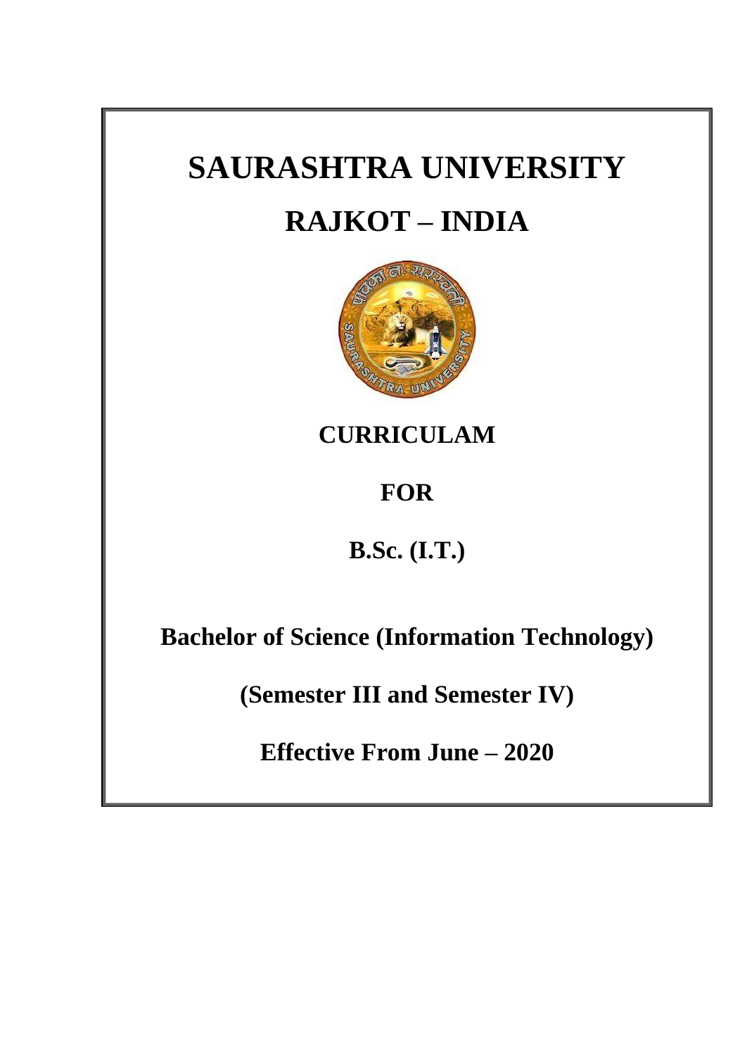# SAURASHTRA UNIVERSITY

# RAJKOT – INDIA

## CURRICULAM

## FOR

## B.Sc. (I.T.)

## Bachelor of Science (Information Technology)

## (Semester III and Semester IV)

## Effective From June – 2020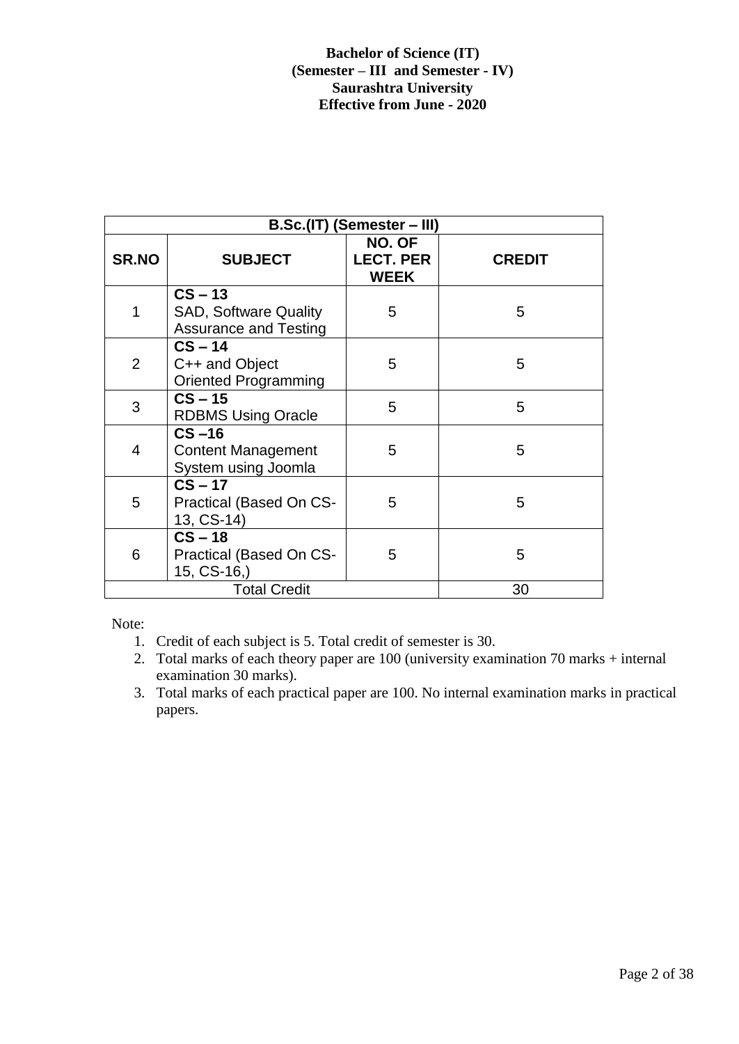**Bachelor of Science (IT)**
**(Semester – III and Semester - IV)**
**Saurashtra University**
**Effective from June - 2020**

| **B.Sc.(IT) (Semester – III)** | | | |
|---|---|---|---|
| **SR.NO** | **SUBJECT** | **NO. OF LECT. PER WEEK** | **CREDIT** |
| 1 | **CS – 13** SAD, Software Quality Assurance and Testing | 5 | 5 |
| 2 | **CS – 14** C++ and Object Oriented Programming | 5 | 5 |
| 3 | **CS – 15** RDBMS Using Oracle | 5 | 5 |
| 4 | **CS –16** Content Management System using Joomla | 5 | 5 |
| 5 | **CS – 17** Practical (Based On CS-13, CS-14) | 5 | 5 |
| 6 | **CS – 18** Practical (Based On CS-15, CS-16,) | 5 | 5 |
| Total Credit | | | 30 |

Note:

1. Credit of each subject is 5. Total credit of semester is 30.
2. Total marks of each theory paper are 100 (university examination 70 marks + internal examination 30 marks).
3. Total marks of each practical paper are 100. No internal examination marks in practical papers.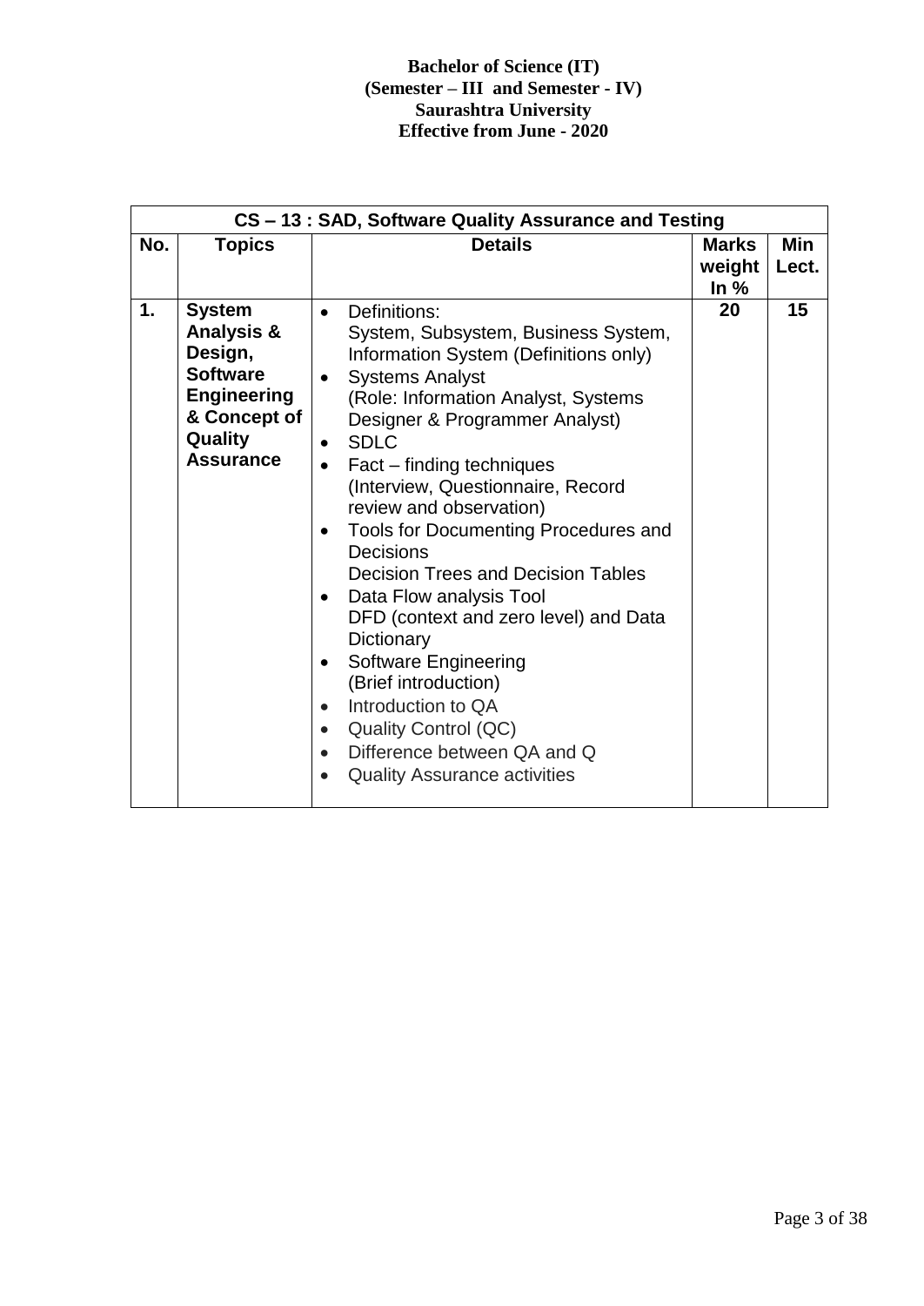**Bachelor of Science (IT)**
**(Semester – III and Semester - IV)**
**Saurashtra University**
**Effective from June - 2020**

| **CS – 13 : SAD, Software Quality Assurance and Testing** | | | | |
|---|---|---|---|---|
| **No.** | **Topics** | **Details** | **Marks weight In %** | **Min Lect.** |
| **1.** | **System Analysis & Design, Software Engineering & Concept of Quality Assurance** | • Definitions:<br>System, Subsystem, Business System, Information System (Definitions only)<br>• Systems Analyst<br>(Role: Information Analyst, Systems Designer & Programmer Analyst)<br>• SDLC<br>• Fact – finding techniques<br>(Interview, Questionnaire, Record review and observation)<br>• Tools for Documenting Procedures and Decisions<br>Decision Trees and Decision Tables<br>• Data Flow analysis Tool<br>DFD (context and zero level) and Data Dictionary<br>• Software Engineering<br>(Brief introduction)<br>• Introduction to QA<br>• Quality Control (QC)<br>• Difference between QA and Q<br>• Quality Assurance activities | **20** | **15** |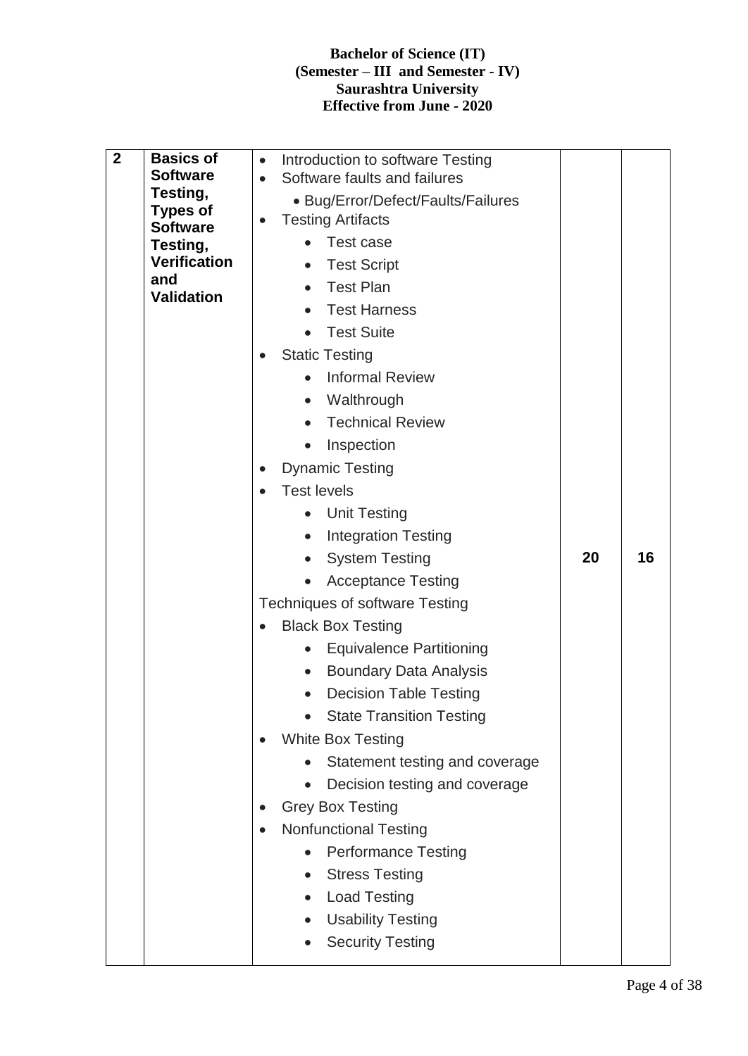| | | | | |
|---|---|---|---|---|
| **2** | **Basics of Software Testing, Types of Software Testing, Verification and Validation** | • Introduction to software Testing<br>• Software faults and failures<br>&nbsp;&nbsp;&nbsp;&nbsp;• Bug/Error/Defect/Faults/Failures<br>• Testing Artifacts<br>&nbsp;&nbsp;&nbsp;&nbsp;• Test case<br>&nbsp;&nbsp;&nbsp;&nbsp;• Test Script<br>&nbsp;&nbsp;&nbsp;&nbsp;• Test Plan<br>&nbsp;&nbsp;&nbsp;&nbsp;• Test Harness<br>&nbsp;&nbsp;&nbsp;&nbsp;• Test Suite<br>• Static Testing<br>&nbsp;&nbsp;&nbsp;&nbsp;• Informal Review<br>&nbsp;&nbsp;&nbsp;&nbsp;• Walthrough<br>&nbsp;&nbsp;&nbsp;&nbsp;• Technical Review<br>&nbsp;&nbsp;&nbsp;&nbsp;• Inspection<br>• Dynamic Testing<br>• Test levels<br>&nbsp;&nbsp;&nbsp;&nbsp;• Unit Testing<br>&nbsp;&nbsp;&nbsp;&nbsp;• Integration Testing<br>&nbsp;&nbsp;&nbsp;&nbsp;• System Testing<br>&nbsp;&nbsp;&nbsp;&nbsp;• Acceptance Testing<br>Techniques of software Testing<br>• Black Box Testing<br>&nbsp;&nbsp;&nbsp;&nbsp;• Equivalence Partitioning<br>&nbsp;&nbsp;&nbsp;&nbsp;• Boundary Data Analysis<br>&nbsp;&nbsp;&nbsp;&nbsp;• Decision Table Testing<br>&nbsp;&nbsp;&nbsp;&nbsp;• State Transition Testing<br>• White Box Testing<br>&nbsp;&nbsp;&nbsp;&nbsp;• Statement testing and coverage<br>&nbsp;&nbsp;&nbsp;&nbsp;• Decision testing and coverage<br>• Grey Box Testing<br>• Nonfunctional Testing<br>&nbsp;&nbsp;&nbsp;&nbsp;• Performance Testing<br>&nbsp;&nbsp;&nbsp;&nbsp;• Stress Testing<br>&nbsp;&nbsp;&nbsp;&nbsp;• Load Testing<br>&nbsp;&nbsp;&nbsp;&nbsp;• Usability Testing<br>&nbsp;&nbsp;&nbsp;&nbsp;• Security Testing | **20** | **16** |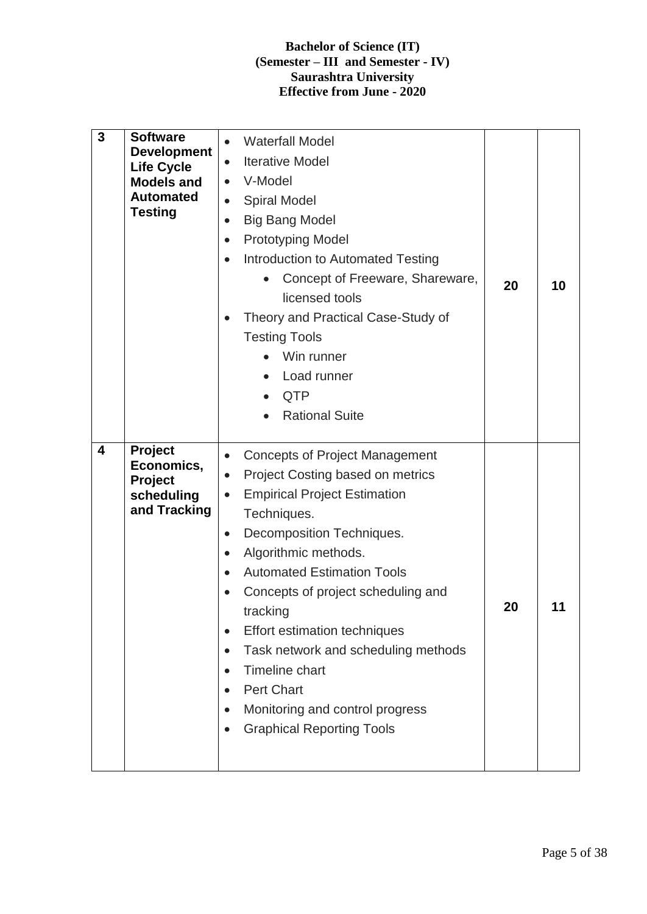| 3 | **Software Development Life Cycle Models and Automated Testing** | • Waterfall Model<br>• Iterative Model<br>• V-Model<br>• Spiral Model<br>• Big Bang Model<br>• Prototyping Model<br>• Introduction to Automated Testing<br>&nbsp;&nbsp;&nbsp;&nbsp;• Concept of Freeware, Shareware, licensed tools<br>• Theory and Practical Case-Study of Testing Tools<br>&nbsp;&nbsp;&nbsp;&nbsp;• Win runner<br>&nbsp;&nbsp;&nbsp;&nbsp;• Load runner<br>&nbsp;&nbsp;&nbsp;&nbsp;• QTP<br>&nbsp;&nbsp;&nbsp;&nbsp;• Rational Suite | **20** | **10** |
|---|---|---|---|---|
| **4** | **Project Economics, Project scheduling and Tracking** | • Concepts of Project Management<br>• Project Costing based on metrics<br>• Empirical Project Estimation Techniques.<br>• Decomposition Techniques.<br>• Algorithmic methods.<br>• Automated Estimation Tools<br>• Concepts of project scheduling and tracking<br>• Effort estimation techniques<br>• Task network and scheduling methods<br>• Timeline chart<br>• Pert Chart<br>• Monitoring and control progress<br>• Graphical Reporting Tools | **20** | **11** |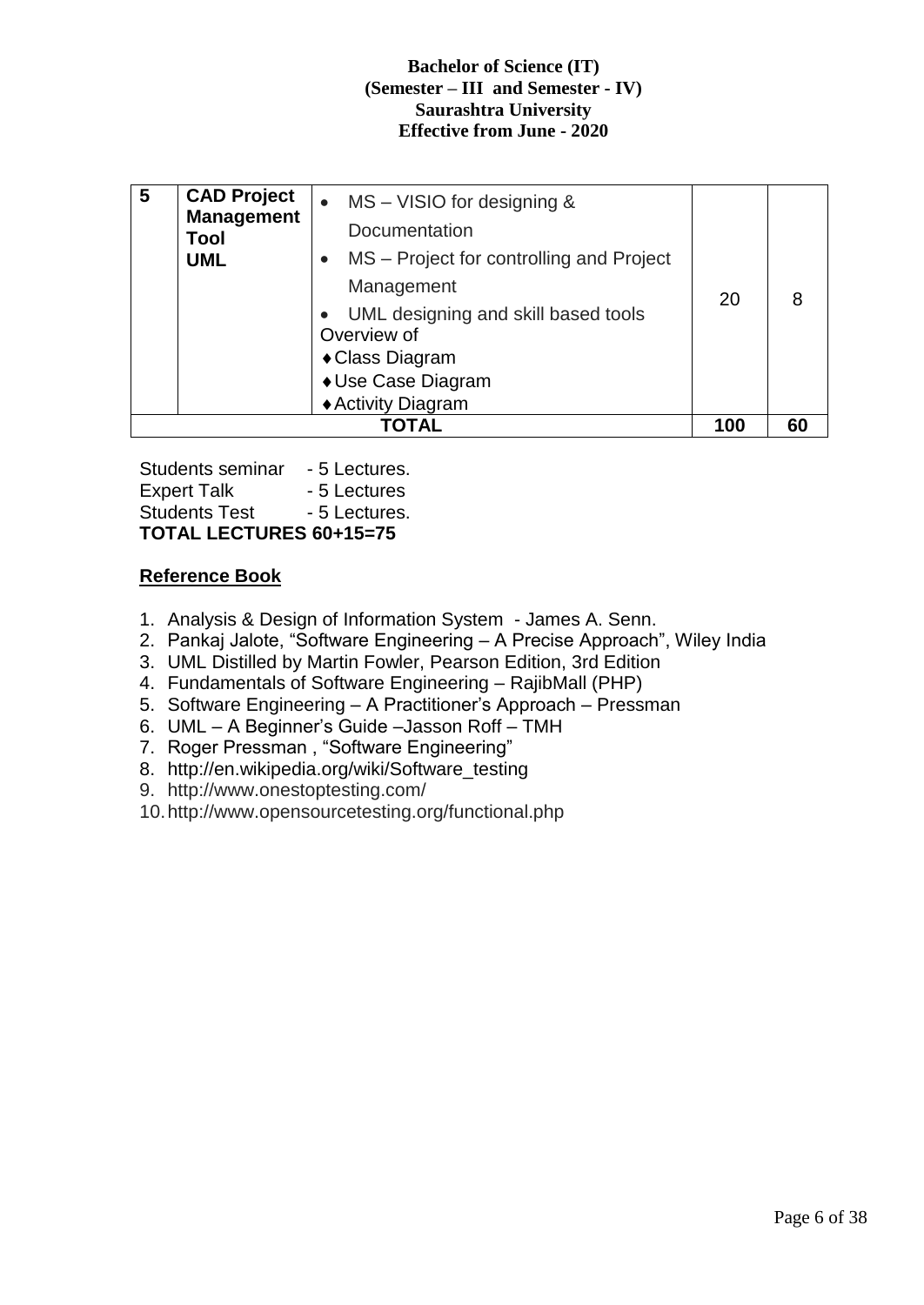| 5 | **CAD Project Management Tool UML** | • MS – VISIO for designing & Documentation<br>• MS – Project for controlling and Project Management<br>• UML designing and skill based tools Overview of<br>♦Class Diagram<br>♦Use Case Diagram<br>♦Activity Diagram | 20 | 8 |
|---|---|---|---|---|
| | | **TOTAL** | **100** | **60** |

Students seminar - 5 Lectures.
Expert Talk - 5 Lectures
Students Test - 5 Lectures.
**TOTAL LECTURES 60+15=75**

## **Reference Book**

1. Analysis & Design of Information System - James A. Senn.
2. Pankaj Jalote, "Software Engineering – A Precise Approach", Wiley India
3. UML Distilled by Martin Fowler, Pearson Edition, 3rd Edition
4. Fundamentals of Software Engineering – RajibMall (PHP)
5. Software Engineering – A Practitioner's Approach – Pressman
6. UML – A Beginner's Guide –Jasson Roff – TMH
7. Roger Pressman , "Software Engineering"
8. http://en.wikipedia.org/wiki/Software_testing
9. http://www.onestoptesting.com/
10. http://www.opensourcetesting.org/functional.php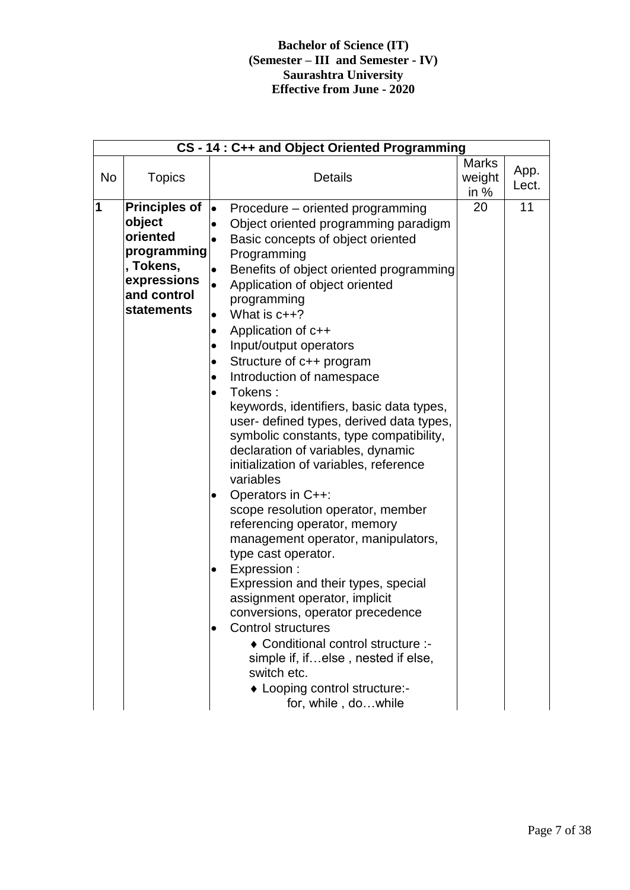**Bachelor of Science (IT)**
**(Semester – III and Semester - IV)**
**Saurashtra University**
**Effective from June - 2020**

| CS - 14 : C++ and Object Oriented Programming | | | | |
|---|---|---|---|---|
| No | Topics | Details | Marks weight in % | App. Lect. |
| **1** | **Principles of object oriented programming, Tokens, expressions and control statements** | • Procedure – oriented programming<br>• Object oriented programming paradigm<br>• Basic concepts of object oriented Programming<br>• Benefits of object oriented programming<br>• Application of object oriented programming<br>• What is c++?<br>• Application of c++<br>• Input/output operators<br>• Structure of c++ program<br>• Introduction of namespace<br>• Tokens :<br>keywords, identifiers, basic data types, user- defined types, derived data types, symbolic constants, type compatibility, declaration of variables, dynamic initialization of variables, reference variables<br>• Operators in C++:<br>scope resolution operator, member referencing operator, memory management operator, manipulators, type cast operator.<br>• Expression :<br>Expression and their types, special assignment operator, implicit conversions, operator precedence<br>• Control structures<br>♦ Conditional control structure :- simple if, if…else , nested if else, switch etc.<br>♦ Looping control structure:- for, while , do…while | 20 | 11 |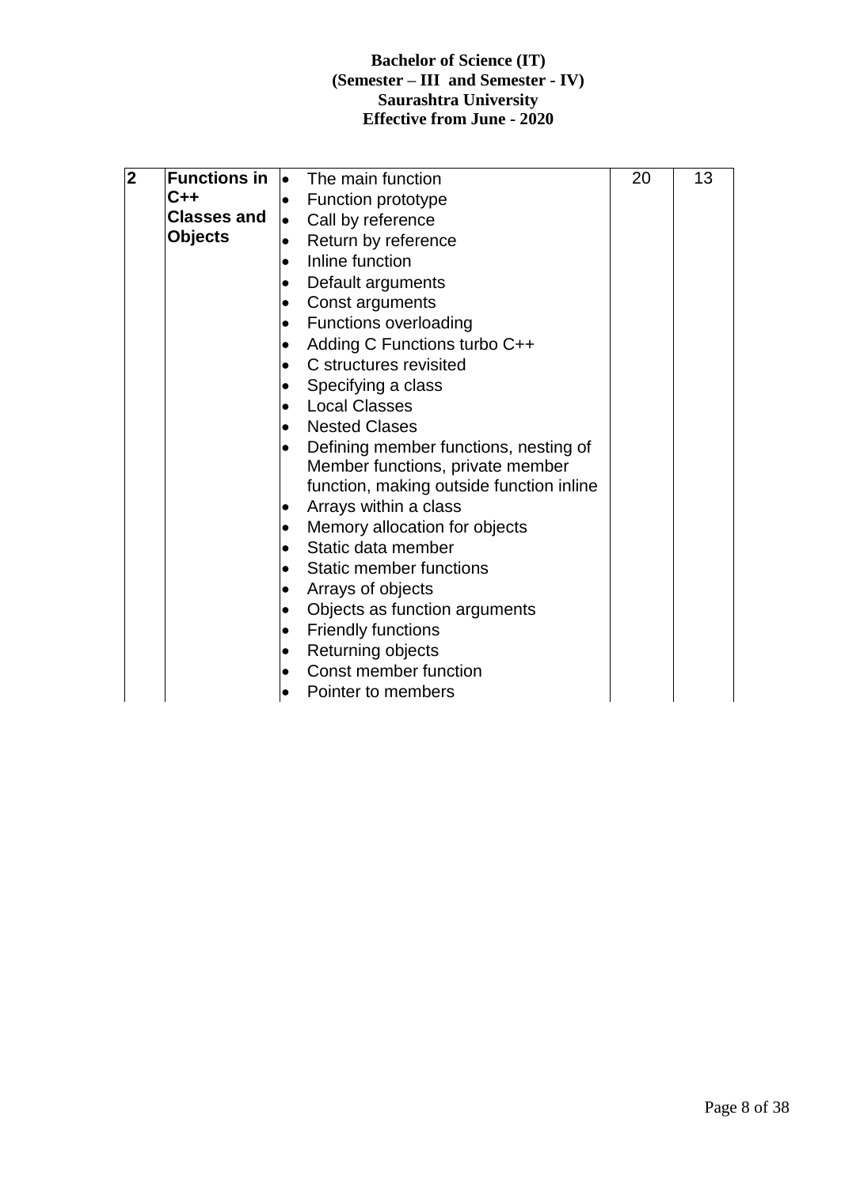| 2 | **Functions in C++ Classes and Objects** | • The main function<br>• Function prototype<br>• Call by reference<br>• Return by reference<br>• Inline function<br>• Default arguments<br>• Const arguments<br>• Functions overloading<br>• Adding C Functions turbo C++<br>• C structures revisited<br>• Specifying a class<br>• Local Classes<br>• Nested Clases<br>• Defining member functions, nesting of Member functions, private member function, making outside function inline<br>• Arrays within a class<br>• Memory allocation for objects<br>• Static data member<br>• Static member functions<br>• Arrays of objects<br>• Objects as function arguments<br>• Friendly functions<br>• Returning objects<br>• Const member function<br>• Pointer to members | 20 | 13 |
|---|---|---|---|---|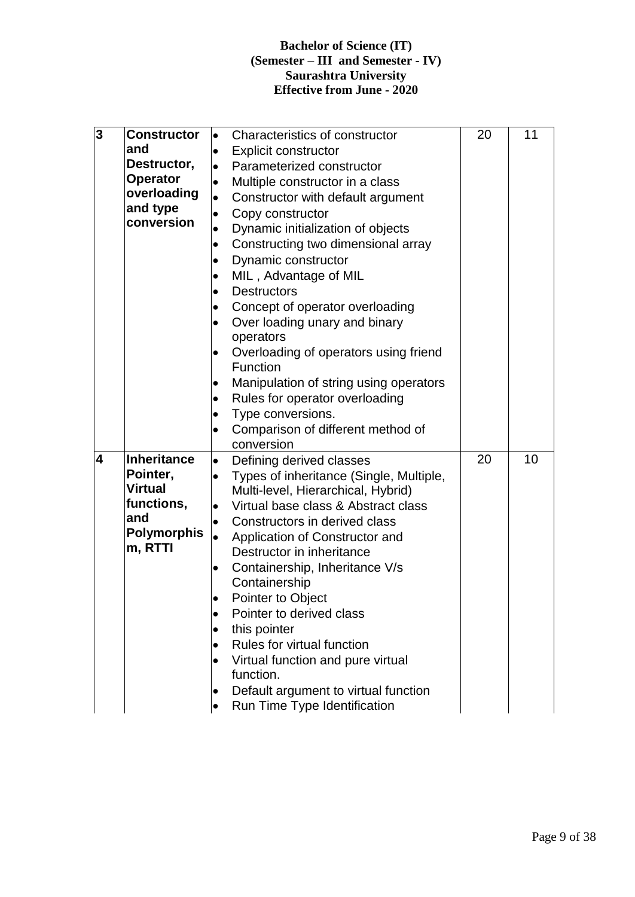| 3 | **Constructor and Destructor, Operator overloading and type conversion** | • Characteristics of constructor<br>• Explicit constructor<br>• Parameterized constructor<br>• Multiple constructor in a class<br>• Constructor with default argument<br>• Copy constructor<br>• Dynamic initialization of objects<br>• Constructing two dimensional array<br>• Dynamic constructor<br>• MIL , Advantage of MIL<br>• Destructors<br>• Concept of operator overloading<br>• Over loading unary and binary operators<br>• Overloading of operators using friend Function<br>• Manipulation of string using operators<br>• Rules for operator overloading<br>• Type conversions.<br>• Comparison of different method of conversion | 20 | 11 |
|---|---|---|---|---|
| 4 | **Inheritance Pointer, Virtual functions, and Polymorphism, RTTI** | • Defining derived classes<br>• Types of inheritance (Single, Multiple, Multi-level, Hierarchical, Hybrid)<br>• Virtual base class & Abstract class<br>• Constructors in derived class<br>• Application of Constructor and Destructor in inheritance<br>• Containership, Inheritance V/s Containership<br>• Pointer to Object<br>• Pointer to derived class<br>• this pointer<br>• Rules for virtual function<br>• Virtual function and pure virtual function.<br>• Default argument to virtual function<br>• Run Time Type Identification | 20 | 10 |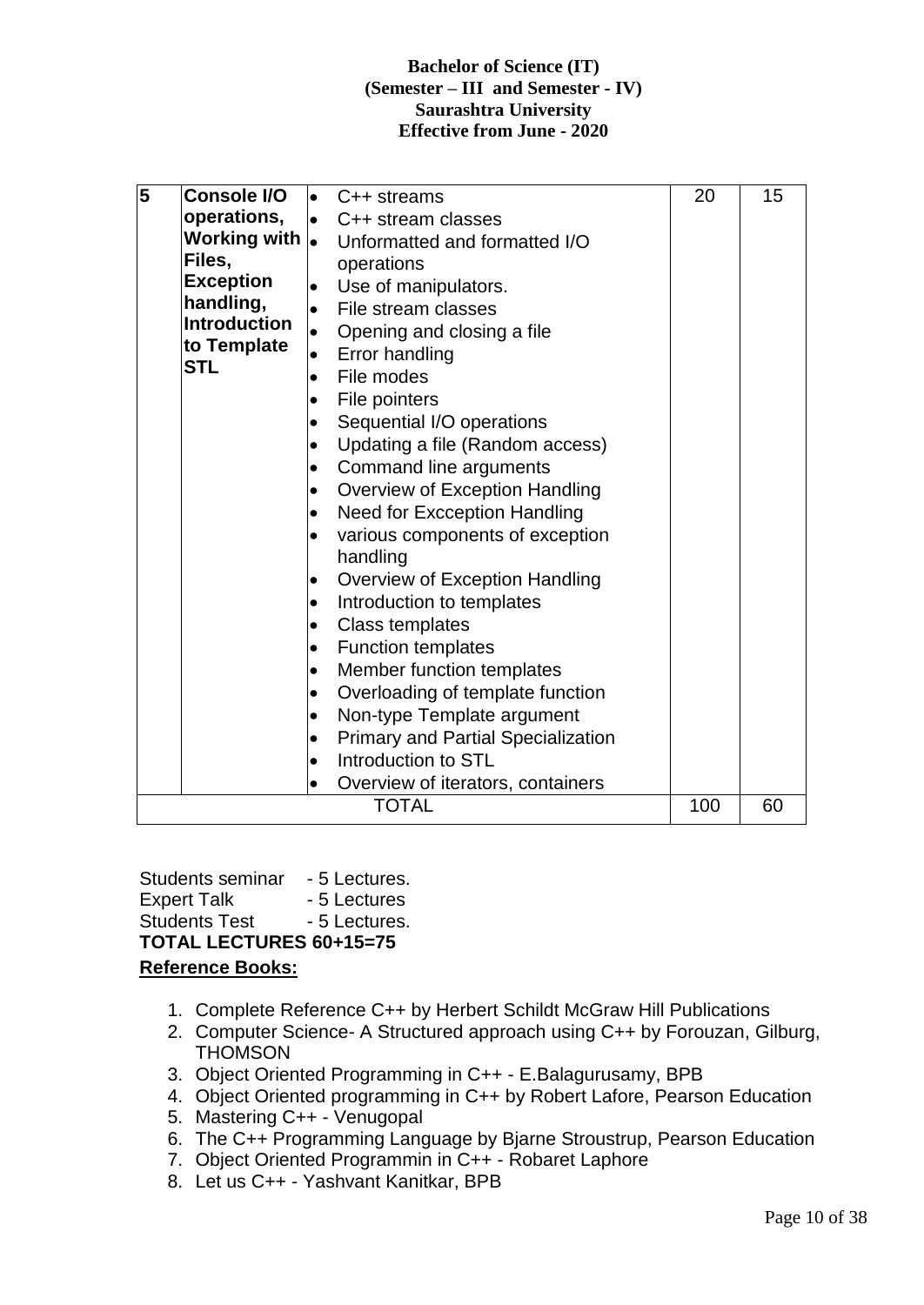| 5 | Console I/O operations, Working with Files, Exception handling, Introduction to Template STL | • C++ streams<br>• C++ stream classes<br>• Unformatted and formatted I/O operations<br>• Use of manipulators.<br>• File stream classes<br>• Opening and closing a file<br>• Error handling<br>• File modes<br>• File pointers<br>• Sequential I/O operations<br>• Updating a file (Random access)<br>• Command line arguments<br>• Overview of Exception Handling<br>• Need for Excception Handling<br>• various components of exception handling<br>• Overview of Exception Handling<br>• Introduction to templates<br>• Class templates<br>• Function templates<br>• Member function templates<br>• Overloading of template function<br>• Non-type Template argument<br>• Primary and Partial Specialization<br>• Introduction to STL<br>• Overview of iterators, containers | 20 | 15 |
|---|---|---|---|---|
| | | TOTAL | 100 | 60 |

Students seminar - 5 Lectures.
Expert Talk - 5 Lectures
Students Test - 5 Lectures.

**TOTAL LECTURES 60+15=75**

**Reference Books:**

1. Complete Reference C++ by Herbert Schildt McGraw Hill Publications
2. Computer Science- A Structured approach using C++ by Forouzan, Gilburg, THOMSON
3. Object Oriented Programming in C++ - E.Balagurusamy, BPB
4. Object Oriented programming in C++ by Robert Lafore, Pearson Education
5. Mastering C++ - Venugopal
6. The C++ Programming Language by Bjarne Stroustrup, Pearson Education
7. Object Oriented Programmin in C++ - Robaret Laphore
8. Let us C++ - Yashvant Kanitkar, BPB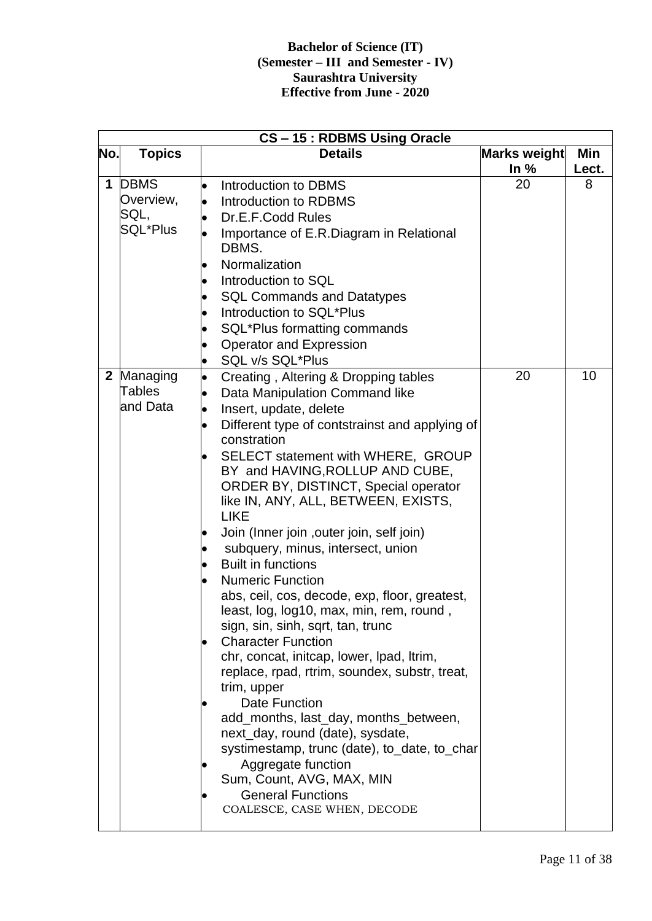**Bachelor of Science (IT)**
**(Semester – III and Semester - IV)**
**Saurashtra University**
**Effective from June - 2020**

| CS – 15 : RDBMS Using Oracle | | | | |
|---|---|---|---|---|
| **No.** | **Topics** | **Details** | **Marks weight In %** | **Min Lect.** |
| **1** | DBMS Overview, SQL, SQL*Plus | • Introduction to DBMS<br>• Introduction to RDBMS<br>• Dr.E.F.Codd Rules<br>• Importance of E.R.Diagram in Relational DBMS.<br>• Normalization<br>• Introduction to SQL<br>• SQL Commands and Datatypes<br>• Introduction to SQL*Plus<br>• SQL*Plus formatting commands<br>• Operator and Expression<br>• SQL v/s SQL*Plus | 20 | 8 |
| **2** | Managing Tables and Data | • Creating , Altering & Dropping tables<br>• Data Manipulation Command like<br>• Insert, update, delete<br>• Different type of contstrainst and applying of constration<br>• SELECT statement with WHERE, GROUP BY and HAVING,ROLLUP AND CUBE, ORDER BY, DISTINCT, Special operator like IN, ANY, ALL, BETWEEN, EXISTS, LIKE<br>• Join (Inner join ,outer join, self join)<br>• subquery, minus, intersect, union<br>• Built in functions<br>• Numeric Function<br>abs, ceil, cos, decode, exp, floor, greatest, least, log, log10, max, min, rem, round , sign, sin, sinh, sqrt, tan, trunc<br>• Character Function<br>chr, concat, initcap, lower, lpad, ltrim, replace, rpad, rtrim, soundex, substr, treat, trim, upper<br>• Date Function<br>add_months, last_day, months_between, next_day, round (date), sysdate, systimestamp, trunc (date), to_date, to_char<br>• Aggregate function<br>Sum, Count, AVG, MAX, MIN<br>• General Functions<br>COALESCE, CASE WHEN, DECODE | 20 | 10 |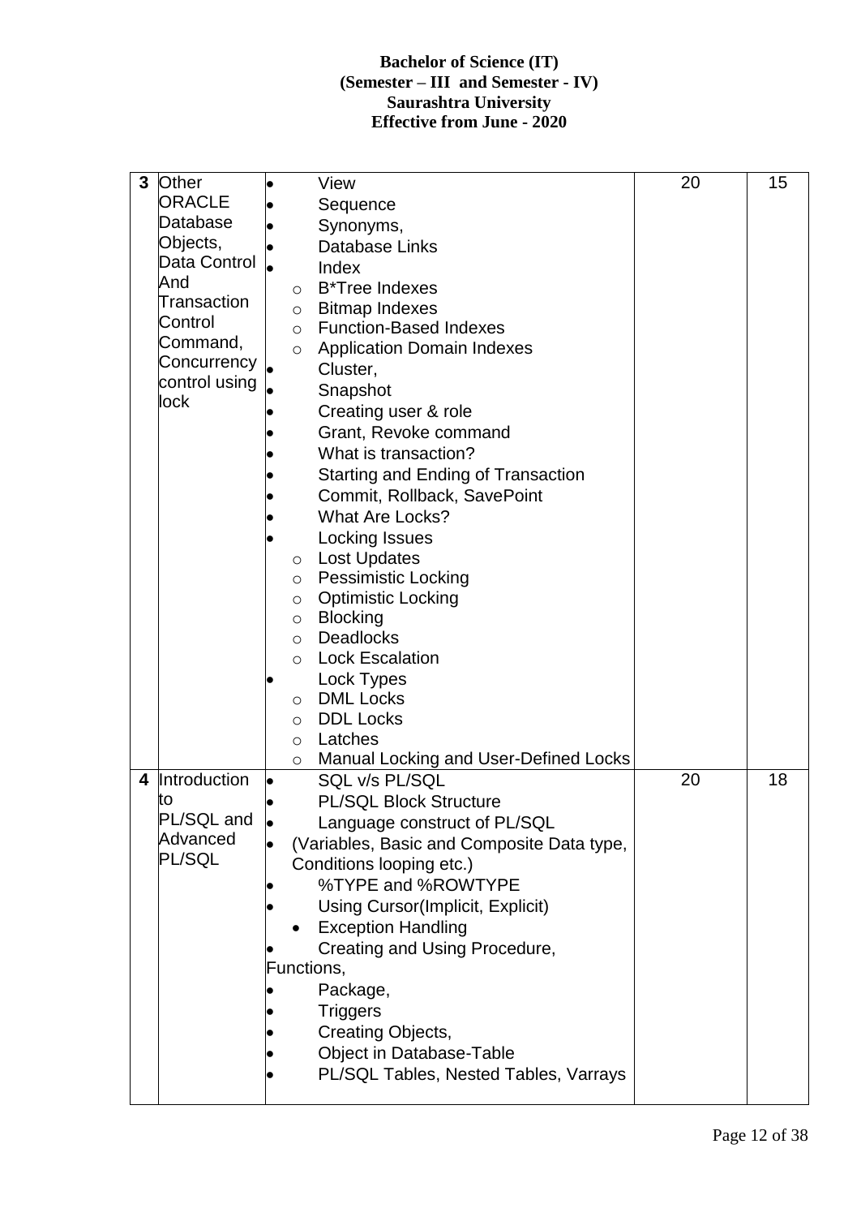**Bachelor of Science (IT)**
**(Semester – III and Semester - IV)**
**Saurashtra University**
**Effective from June - 2020**

| | | | | |
|---|---|---|---|---|
| **3** | Other ORACLE Database Objects, Data Control And Transaction Control Command, Concurrency control using lock | • View<br>• Sequence<br>• Synonyms,<br>• Database Links<br>• Index<br>  ○ B*Tree Indexes<br>  ○ Bitmap Indexes<br>  ○ Function-Based Indexes<br>  ○ Application Domain Indexes<br>• Cluster,<br>• Snapshot<br>• Creating user & role<br>• Grant, Revoke command<br>• What is transaction?<br>• Starting and Ending of Transaction<br>• Commit, Rollback, SavePoint<br>• What Are Locks?<br>• Locking Issues<br>  ○ Lost Updates<br>  ○ Pessimistic Locking<br>  ○ Optimistic Locking<br>  ○ Blocking<br>  ○ Deadlocks<br>  ○ Lock Escalation<br>• Lock Types<br>  ○ DML Locks<br>  ○ DDL Locks<br>  ○ Latches<br>  ○ Manual Locking and User-Defined Locks | 20 | 15 |
| **4** | Introduction to PL/SQL and Advanced PL/SQL | • SQL v/s PL/SQL<br>• PL/SQL Block Structure<br>• Language construct of PL/SQL<br>• (Variables, Basic and Composite Data type, Conditions looping etc.)<br>• %TYPE and %ROWTYPE<br>• Using Cursor(Implicit, Explicit)<br>• Exception Handling<br>• Creating and Using Procedure, Functions,<br>• Package,<br>• Triggers<br>• Creating Objects,<br>• Object in Database-Table<br>• PL/SQL Tables, Nested Tables, Varrays | 20 | 18 |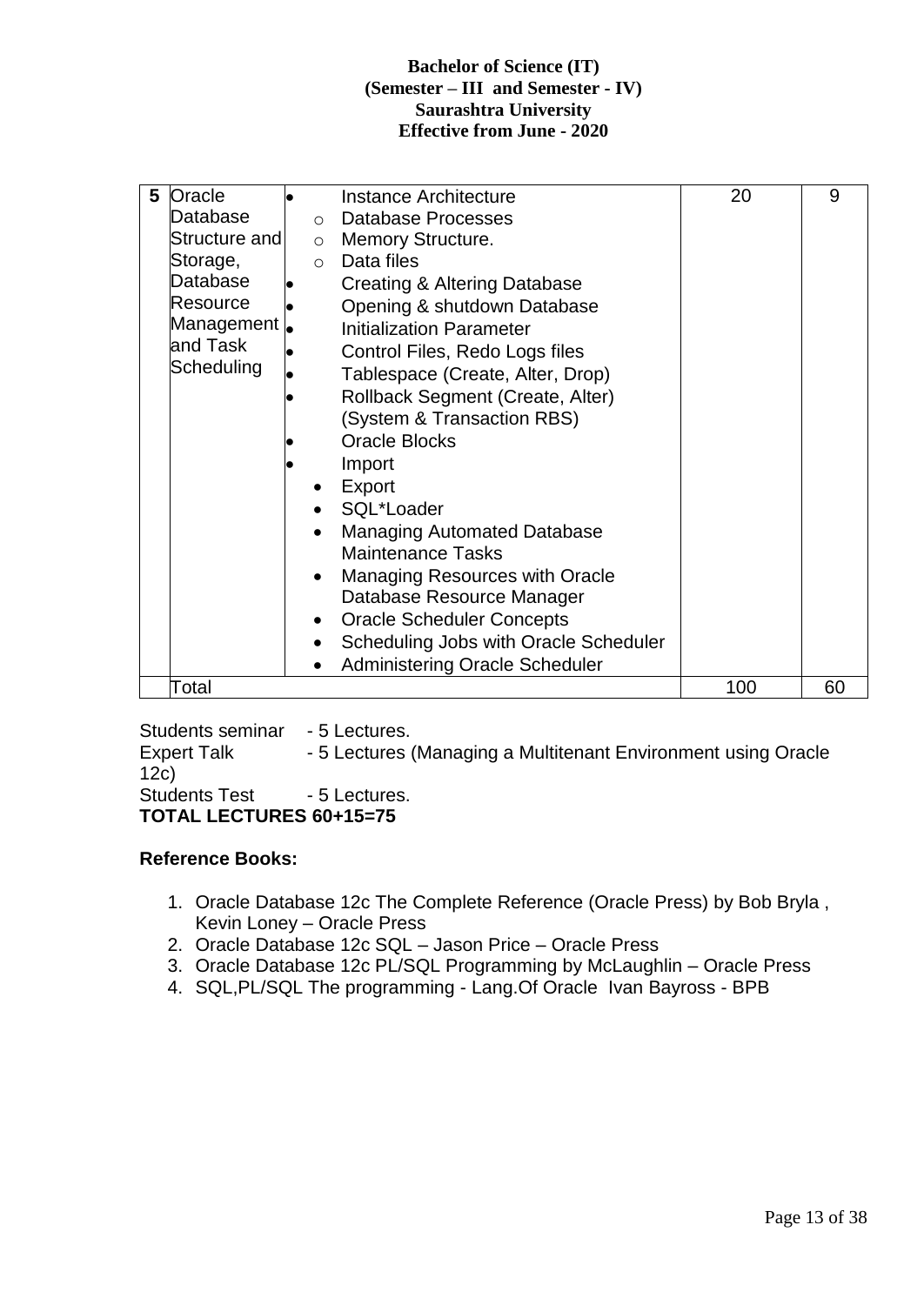| 5 | Oracle Database Structure and Storage, Database Resource Management and Task Scheduling | • Instance Architecture<br>  ○ Database Processes<br>  ○ Memory Structure.<br>  ○ Data files<br>• Creating & Altering Database<br>• Opening & shutdown Database<br>• Initialization Parameter<br>• Control Files, Redo Logs files<br>• Tablespace (Create, Alter, Drop)<br>• Rollback Segment (Create, Alter) (System & Transaction RBS)<br>• Oracle Blocks<br>• Import<br>• Export<br>• SQL*Loader<br>• Managing Automated Database Maintenance Tasks<br>• Managing Resources with Oracle Database Resource Manager<br>• Oracle Scheduler Concepts<br>• Scheduling Jobs with Oracle Scheduler<br>• Administering Oracle Scheduler | 20 | 9 |
|---|---|---|---|---|
| | Total | | 100 | 60 |

Students seminar - 5 Lectures.
Expert Talk - 5 Lectures (Managing a Multitenant Environment using Oracle 12c)
Students Test - 5 Lectures.
**TOTAL LECTURES 60+15=75**

**Reference Books:**

1. Oracle Database 12c The Complete Reference (Oracle Press) by Bob Bryla , Kevin Loney – Oracle Press
2. Oracle Database 12c SQL – Jason Price – Oracle Press
3. Oracle Database 12c PL/SQL Programming by McLaughlin – Oracle Press
4. SQL,PL/SQL The programming - Lang.Of Oracle Ivan Bayross - BPB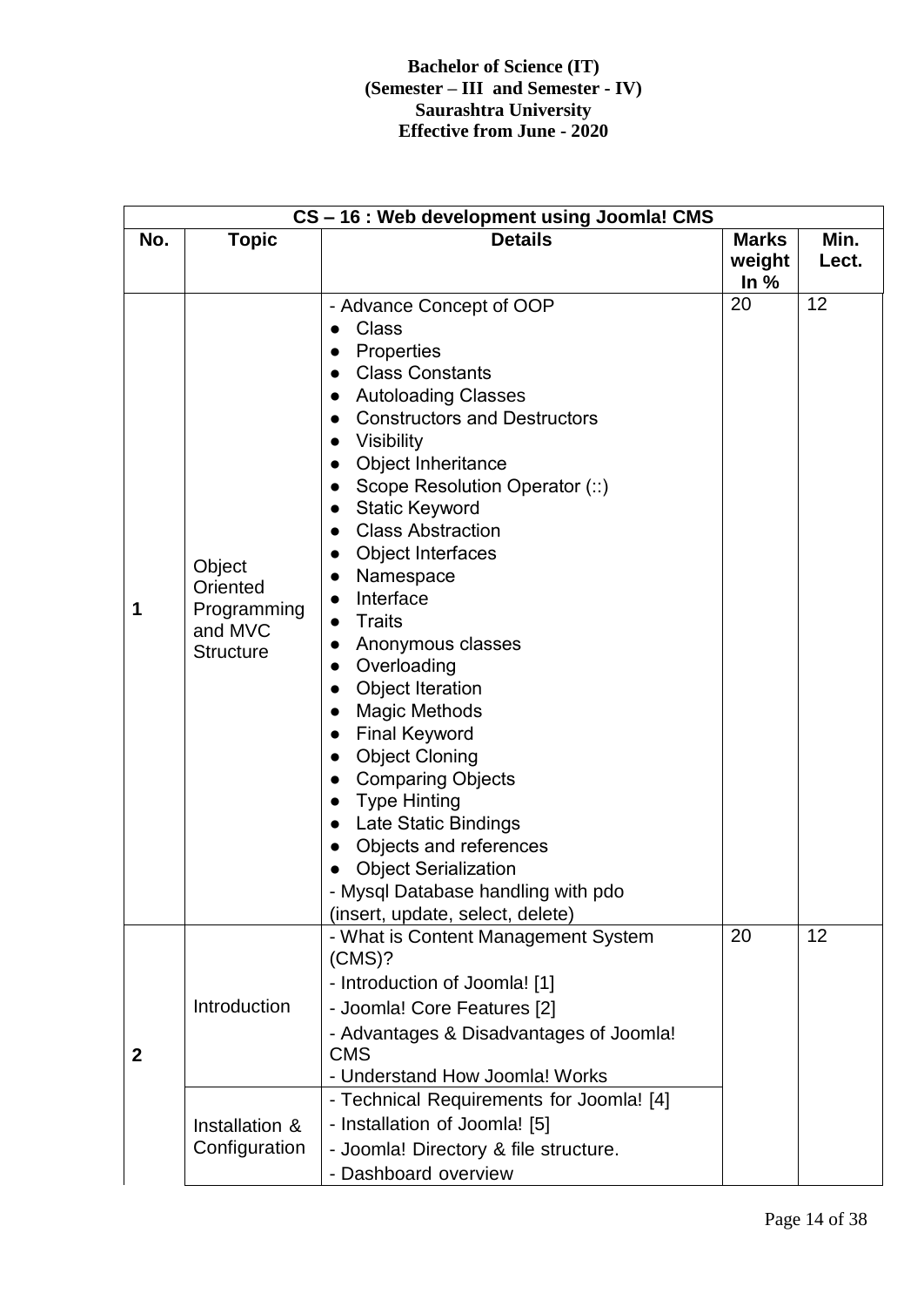**Bachelor of Science (IT)**
**(Semester – III and Semester - IV)**
**Saurashtra University**
**Effective from June - 2020**

| CS – 16 : Web development using Joomla! CMS | | | | |
|---|---|---|---|---|
| **No.** | **Topic** | **Details** | **Marks weight In %** | **Min. Lect.** |
| 1 | Object Oriented Programming and MVC Structure | - Advance Concept of OOP<br>● Class<br>● Properties<br>● Class Constants<br>● Autoloading Classes<br>● Constructors and Destructors<br>● Visibility<br>● Object Inheritance<br>● Scope Resolution Operator (::)<br>● Static Keyword<br>● Class Abstraction<br>● Object Interfaces<br>● Namespace<br>● Interface<br>● Traits<br>● Anonymous classes<br>● Overloading<br>● Object Iteration<br>● Magic Methods<br>● Final Keyword<br>● Object Cloning<br>● Comparing Objects<br>● Type Hinting<br>● Late Static Bindings<br>● Objects and references<br>● Object Serialization<br>- Mysql Database handling with pdo (insert, update, select, delete) | 20 | 12 |
| 2 | Introduction | - What is Content Management System (CMS)?<br>- Introduction of Joomla! [1]<br>- Joomla! Core Features [2]<br>- Advantages & Disadvantages of Joomla! CMS<br>- Understand How Joomla! Works | 20 | 12 |
| | Installation & Configuration | - Technical Requirements for Joomla! [4]<br>- Installation of Joomla! [5]<br>- Joomla! Directory & file structure.<br>- Dashboard overview | | |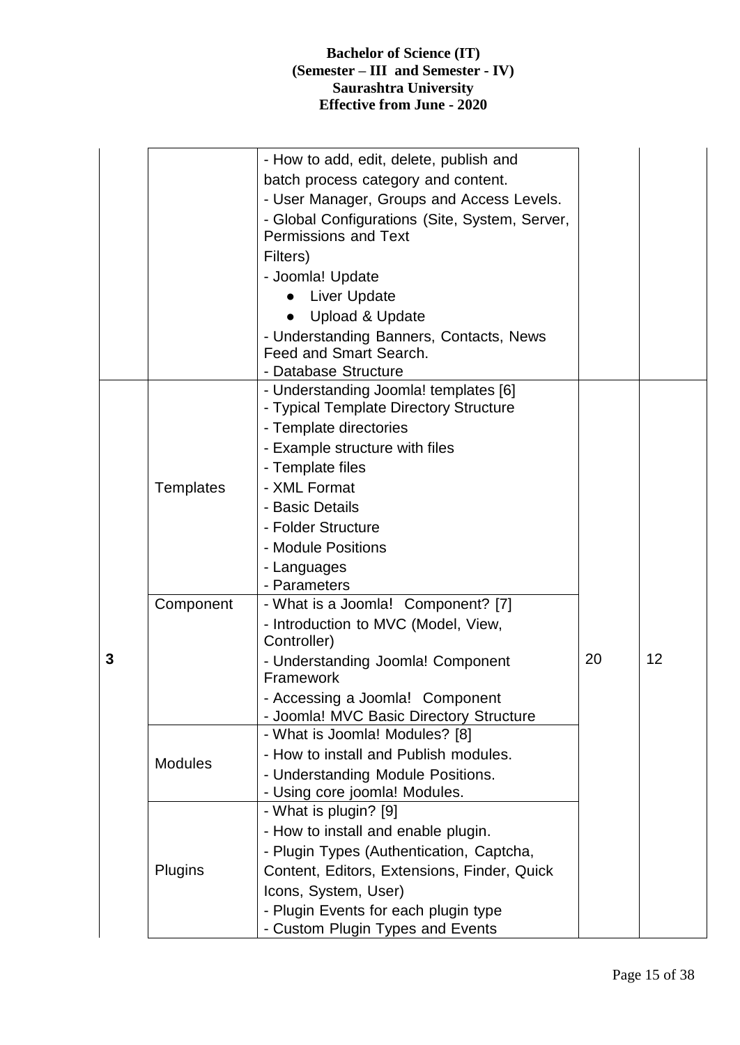| | | | | |
|---|---|---|---|---|
| | | - How to add, edit, delete, publish and batch process category and content.<br>- User Manager, Groups and Access Levels.<br>- Global Configurations (Site, System, Server, Permissions and Text Filters)<br>- Joomla! Update<br>• Liver Update<br>• Upload & Update<br>- Understanding Banners, Contacts, News Feed and Smart Search.<br>- Database Structure | | |
| 3 | Templates | - Understanding Joomla! templates [6]<br>- Typical Template Directory Structure<br>- Template directories<br>- Example structure with files<br>- Template files<br>- XML Format<br>- Basic Details<br>- Folder Structure<br>- Module Positions<br>- Languages<br>- Parameters | 20 | 12 |
| | Component | - What is a Joomla! Component? [7]<br>- Introduction to MVC (Model, View, Controller)<br>- Understanding Joomla! Component Framework<br>- Accessing a Joomla! Component<br>- Joomla! MVC Basic Directory Structure | | |
| | Modules | - What is Joomla! Modules? [8]<br>- How to install and Publish modules.<br>- Understanding Module Positions.<br>- Using core joomla! Modules. | | |
| | Plugins | - What is plugin? [9]<br>- How to install and enable plugin.<br>- Plugin Types (Authentication, Captcha, Content, Editors, Extensions, Finder, Quick Icons, System, User)<br>- Plugin Events for each plugin type<br>- Custom Plugin Types and Events | | |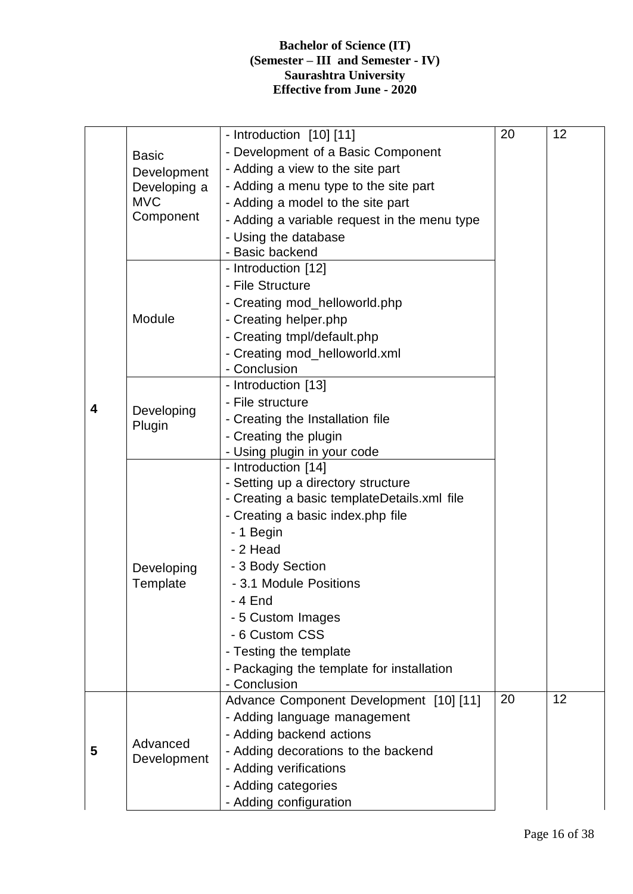**Bachelor of Science (IT)**
**(Semester – III and Semester - IV)**
**Saurashtra University**
**Effective from June - 2020**

| | | | | |
|---|---|---|---|---|
| 4 | Basic Development Developing a MVC Component | - Introduction [10] [11]<br>- Development of a Basic Component<br>- Adding a view to the site part<br>- Adding a menu type to the site part<br>- Adding a model to the site part<br>- Adding a variable request in the menu type<br>- Using the database<br>- Basic backend | 20 | 12 |
| | Module | - Introduction [12]<br>- File Structure<br>- Creating mod_helloworld.php<br>- Creating helper.php<br>- Creating tmpl/default.php<br>- Creating mod_helloworld.xml<br>- Conclusion | | |
| | Developing Plugin | - Introduction [13]<br>- File structure<br>- Creating the Installation file<br>- Creating the plugin<br>- Using plugin in your code | | |
| | Developing Template | - Introduction [14]<br>- Setting up a directory structure<br>- Creating a basic templateDetails.xml file<br>- Creating a basic index.php file<br>- 1 Begin<br>- 2 Head<br>- 3 Body Section<br>- 3.1 Module Positions<br>- 4 End<br>- 5 Custom Images<br>- 6 Custom CSS<br>- Testing the template<br>- Packaging the template for installation<br>- Conclusion | | |
| 5 | Advanced Development | Advance Component Development [10] [11]<br>- Adding language management<br>- Adding backend actions<br>- Adding decorations to the backend<br>- Adding verifications<br>- Adding categories<br>- Adding configuration | 20 | 12 |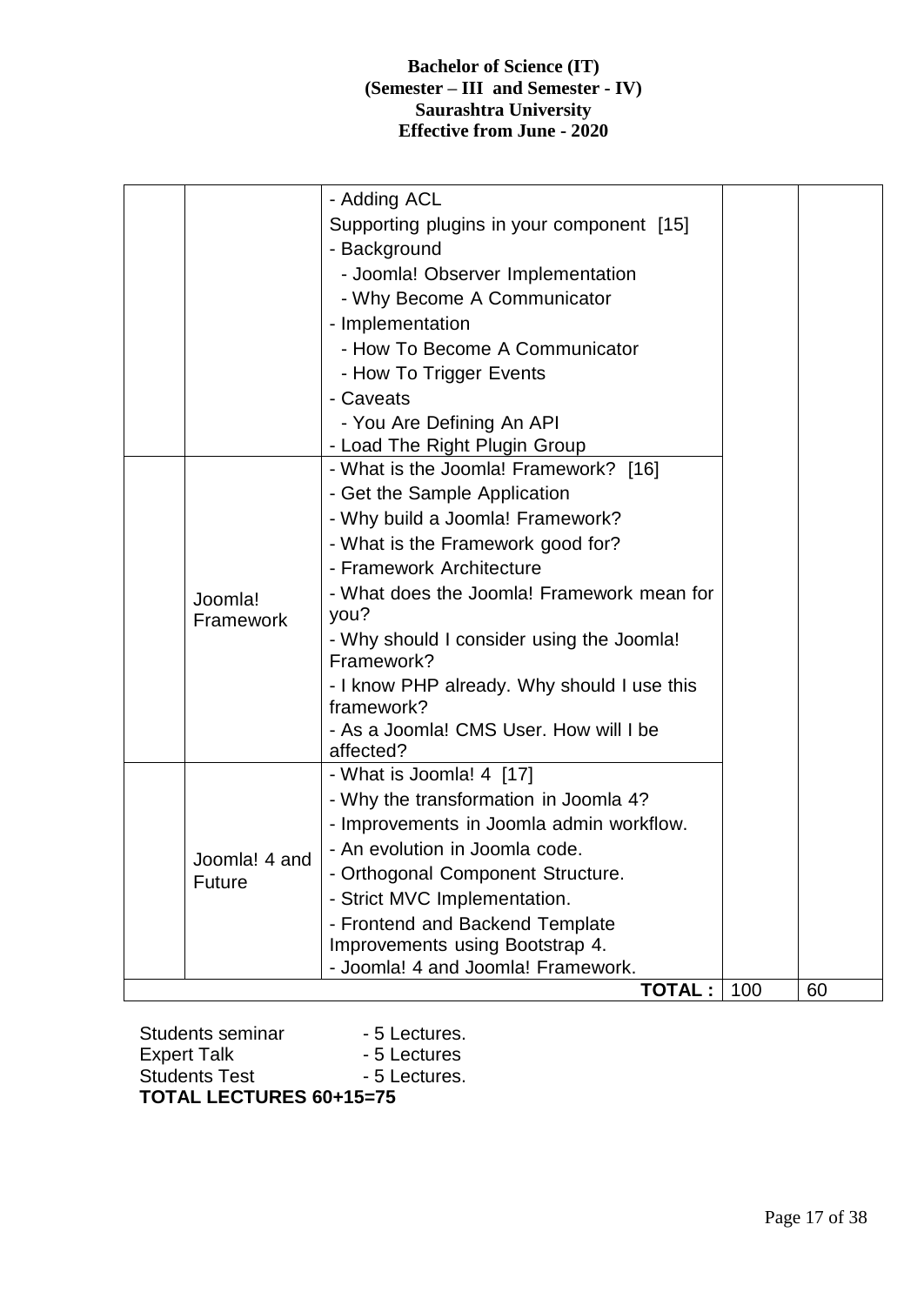| | | | | |
|---|---|---|---|---|
| | | - Adding ACL<br>Supporting plugins in your component [15]<br>- Background<br>- Joomla! Observer Implementation<br>- Why Become A Communicator<br>- Implementation<br>- How To Become A Communicator<br>- How To Trigger Events<br>- Caveats<br>- You Are Defining An API<br>- Load The Right Plugin Group | | |
| | Joomla! Framework | - What is the Joomla! Framework? [16]<br>- Get the Sample Application<br>- Why build a Joomla! Framework?<br>- What is the Framework good for?<br>- Framework Architecture<br>- What does the Joomla! Framework mean for you?<br>- Why should I consider using the Joomla! Framework?<br>- I know PHP already. Why should I use this framework?<br>- As a Joomla! CMS User. How will I be affected? | | |
| | Joomla! 4 and Future | - What is Joomla! 4 [17]<br>- Why the transformation in Joomla 4?<br>- Improvements in Joomla admin workflow.<br>- An evolution in Joomla code.<br>- Orthogonal Component Structure.<br>- Strict MVC Implementation.<br>- Frontend and Backend Template Improvements using Bootstrap 4.<br>- Joomla! 4 and Joomla! Framework. | | |
| | | **TOTAL :** | 100 | 60 |

Students seminar - 5 Lectures.
Expert Talk - 5 Lectures
Students Test - 5 Lectures.

**TOTAL LECTURES 60+15=75**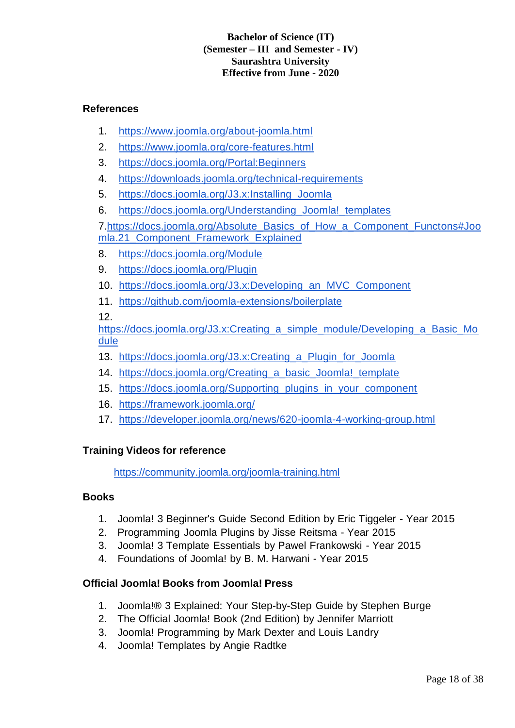**Bachelor of Science (IT)**
**(Semester – III and Semester - IV)**
**Saurashtra University**
**Effective from June - 2020**

## References

1. https://www.joomla.org/about-joomla.html
2. https://www.joomla.org/core-features.html
3. https://docs.joomla.org/Portal:Beginners
4. https://downloads.joomla.org/technical-requirements
5. https://docs.joomla.org/J3.x:Installing_Joomla
6. https://docs.joomla.org/Understanding_Joomla!_templates
7. https://docs.joomla.org/Absolute_Basics_of_How_a_Component_Functons#Joomla.21_Component_Framework_Explained
8. https://docs.joomla.org/Module
9. https://docs.joomla.org/Plugin
10. https://docs.joomla.org/J3.x:Developing_an_MVC_Component
11. https://github.com/joomla-extensions/boilerplate
12. https://docs.joomla.org/J3.x:Creating_a_simple_module/Developing_a_Basic_Module
13. https://docs.joomla.org/J3.x:Creating_a_Plugin_for_Joomla
14. https://docs.joomla.org/Creating_a_basic_Joomla!_template
15. https://docs.joomla.org/Supporting_plugins_in_your_component
16. https://framework.joomla.org/
17. https://developer.joomla.org/news/620-joomla-4-working-group.html

## Training Videos for reference

https://community.joomla.org/joomla-training.html

## Books

1. Joomla! 3 Beginner's Guide Second Edition by Eric Tiggeler - Year 2015
2. Programming Joomla Plugins by Jisse Reitsma - Year 2015
3. Joomla! 3 Template Essentials by Pawel Frankowski - Year 2015
4. Foundations of Joomla! by B. M. Harwani - Year 2015

## Official Joomla! Books from Joomla! Press

1. Joomla!® 3 Explained: Your Step-by-Step Guide by Stephen Burge
2. The Official Joomla! Book (2nd Edition) by Jennifer Marriott
3. Joomla! Programming by Mark Dexter and Louis Landry
4. Joomla! Templates by Angie Radtke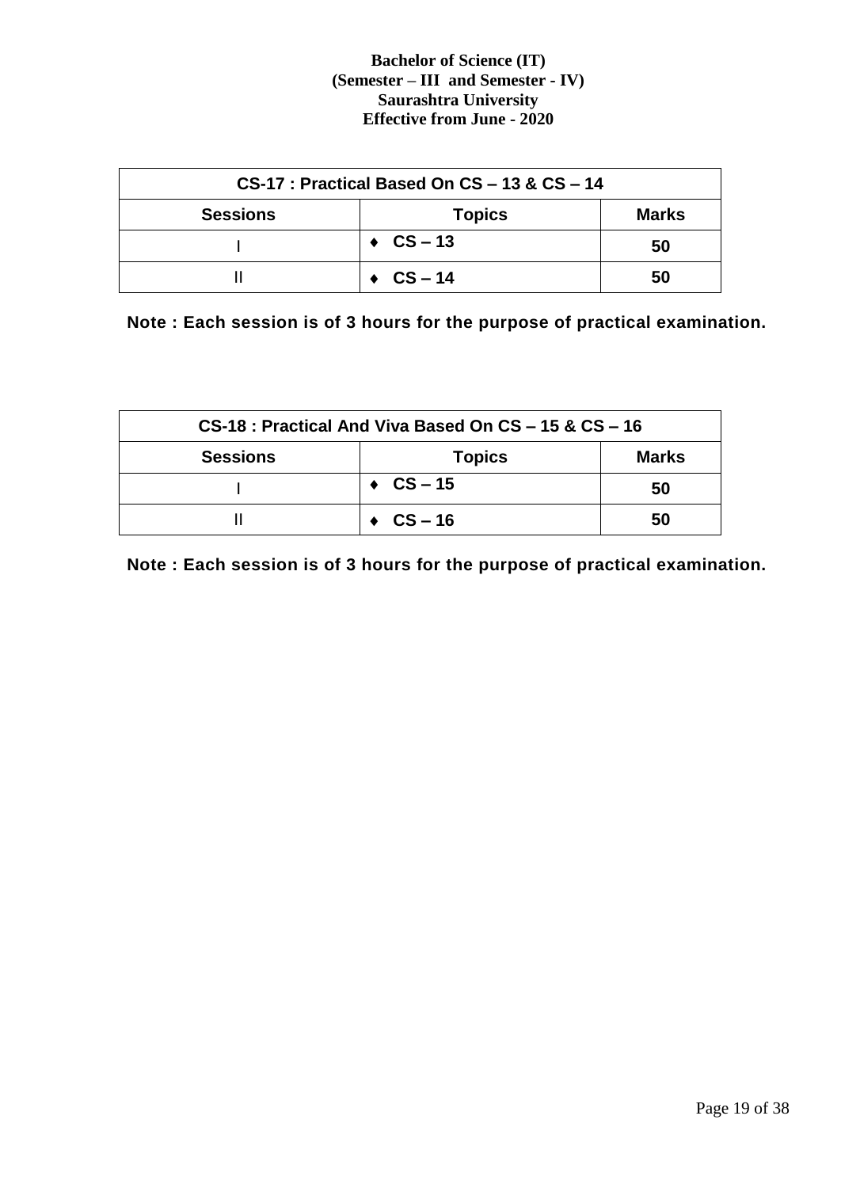| CS-17 : Practical Based On CS – 13 & CS – 14 | | |
|---|---|---|
| **Sessions** | **Topics** | **Marks** |
| I | ♦ CS – 13 | 50 |
| II | ♦ CS – 14 | 50 |

**Note : Each session is of 3 hours for the purpose of practical examination.**

| CS-18 : Practical And Viva Based On CS – 15 & CS – 16 | | |
|---|---|---|
| **Sessions** | **Topics** | **Marks** |
| I | ♦ CS – 15 | 50 |
| II | ♦ CS – 16 | 50 |

**Note : Each session is of 3 hours for the purpose of practical examination.**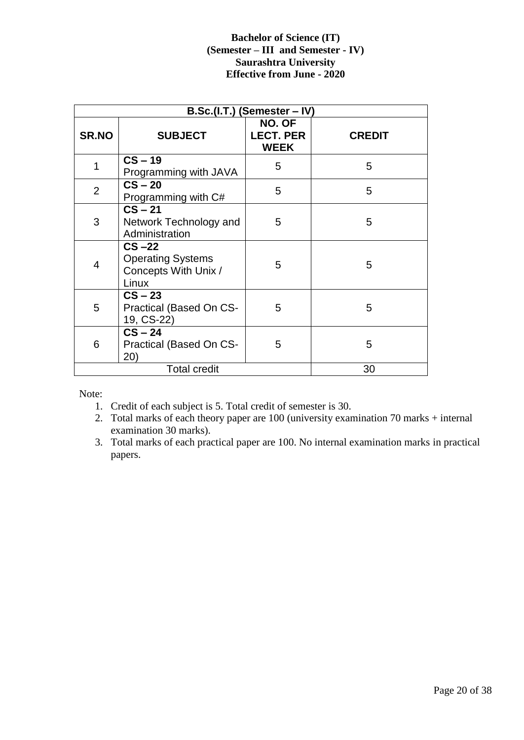**Bachelor of Science (IT)**
**(Semester – III and Semester - IV)**
**Saurashtra University**
**Effective from June - 2020**

| **B.Sc.(I.T.) (Semester – IV)** | | | |
|---|---|---|---|
| **SR.NO** | **SUBJECT** | **NO. OF LECT. PER WEEK** | **CREDIT** |
| 1 | **CS – 19** Programming with JAVA | 5 | 5 |
| 2 | **CS – 20** Programming with C# | 5 | 5 |
| 3 | **CS – 21** Network Technology and Administration | 5 | 5 |
| 4 | **CS –22** Operating Systems Concepts With Unix / Linux | 5 | 5 |
| 5 | **CS – 23** Practical (Based On CS-19, CS-22) | 5 | 5 |
| 6 | **CS – 24** Practical (Based On CS-20) | 5 | 5 |
| Total credit | | | 30 |

Note:

1. Credit of each subject is 5. Total credit of semester is 30.
2. Total marks of each theory paper are 100 (university examination 70 marks + internal examination 30 marks).
3. Total marks of each practical paper are 100. No internal examination marks in practical papers.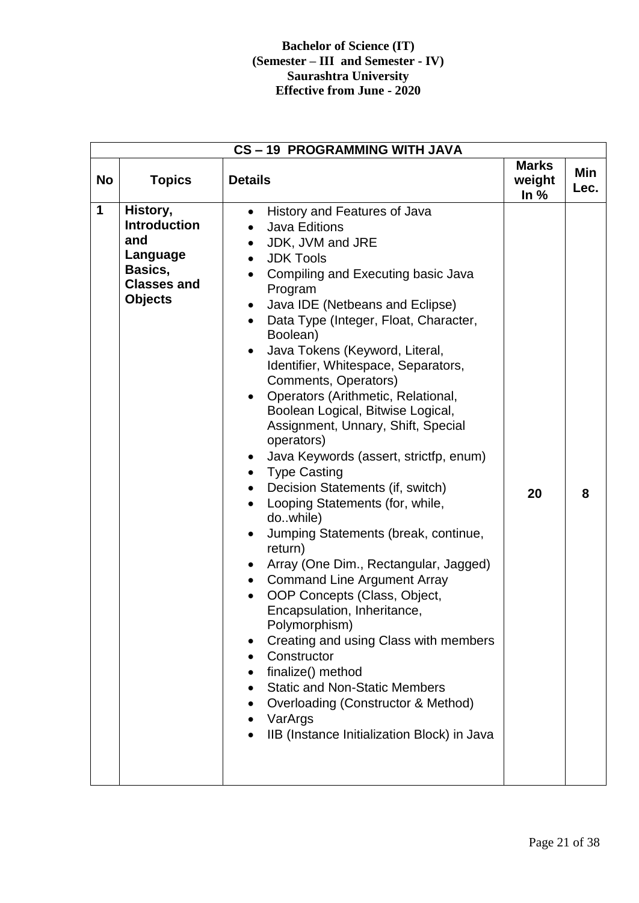**Bachelor of Science (IT)**
**(Semester – III and Semester - IV)**
**Saurashtra University**
**Effective from June - 2020**

| CS – 19 PROGRAMMING WITH JAVA | | | | |
|---|---|---|---|---|
| **No** | **Topics** | **Details** | **Marks weight In %** | **Min Lec.** |
| **1** | **History, Introduction and Language Basics, Classes and Objects** | • History and Features of Java<br>• Java Editions<br>• JDK, JVM and JRE<br>• JDK Tools<br>• Compiling and Executing basic Java Program<br>• Java IDE (Netbeans and Eclipse)<br>• Data Type (Integer, Float, Character, Boolean)<br>• Java Tokens (Keyword, Literal, Identifier, Whitespace, Separators, Comments, Operators)<br>• Operators (Arithmetic, Relational, Boolean Logical, Bitwise Logical, Assignment, Unnary, Shift, Special operators)<br>• Java Keywords (assert, strictfp, enum)<br>• Type Casting<br>• Decision Statements (if, switch)<br>• Looping Statements (for, while, do..while)<br>• Jumping Statements (break, continue, return)<br>• Array (One Dim., Rectangular, Jagged)<br>• Command Line Argument Array<br>• OOP Concepts (Class, Object, Encapsulation, Inheritance, Polymorphism)<br>• Creating and using Class with members<br>• Constructor<br>• finalize() method<br>• Static and Non-Static Members<br>• Overloading (Constructor & Method)<br>• VarArgs<br>• IIB (Instance Initialization Block) in Java | 20 | 8 |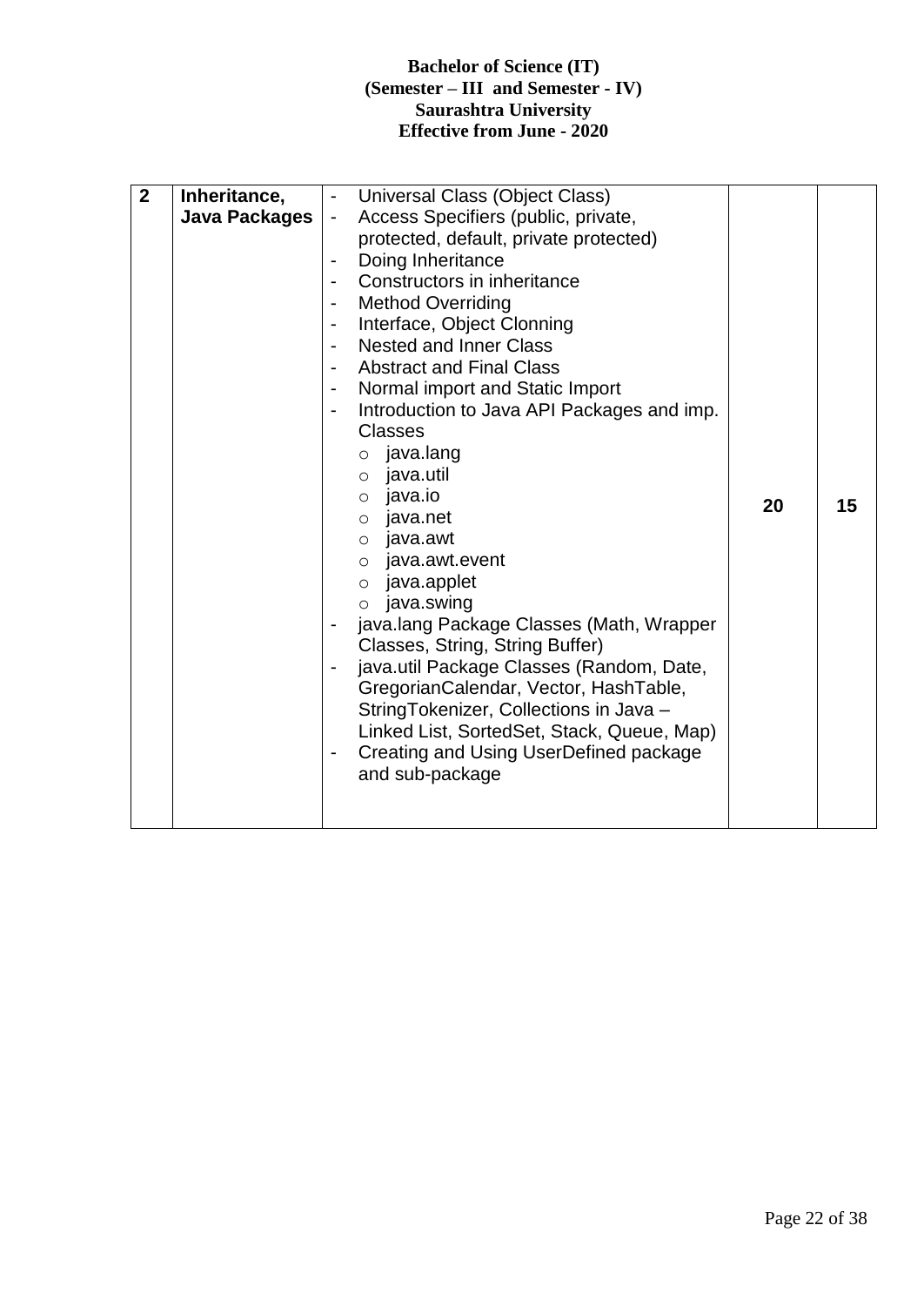**Bachelor of Science (IT)**
**(Semester – III and Semester - IV)**
**Saurashtra University**
**Effective from June - 2020**

| **2** | **Inheritance, Java Packages** | - Universal Class (Object Class)<br>- Access Specifiers (public, private, protected, default, private protected)<br>- Doing Inheritance<br>- Constructors in inheritance<br>- Method Overriding<br>- Interface, Object Clonning<br>- Nested and Inner Class<br>- Abstract and Final Class<br>- Normal import and Static Import<br>- Introduction to Java API Packages and imp. Classes<br>&nbsp;&nbsp;&nbsp;○ java.lang<br>&nbsp;&nbsp;&nbsp;○ java.util<br>&nbsp;&nbsp;&nbsp;○ java.io<br>&nbsp;&nbsp;&nbsp;○ java.net<br>&nbsp;&nbsp;&nbsp;○ java.awt<br>&nbsp;&nbsp;&nbsp;○ java.awt.event<br>&nbsp;&nbsp;&nbsp;○ java.applet<br>&nbsp;&nbsp;&nbsp;○ java.swing<br>- java.lang Package Classes (Math, Wrapper Classes, String, String Buffer)<br>- java.util Package Classes (Random, Date, GregorianCalendar, Vector, HashTable, StringTokenizer, Collections in Java – Linked List, SortedSet, Stack, Queue, Map)<br>- Creating and Using UserDefined package and sub-package | **20** | **15** |
|---|---|---|---|---|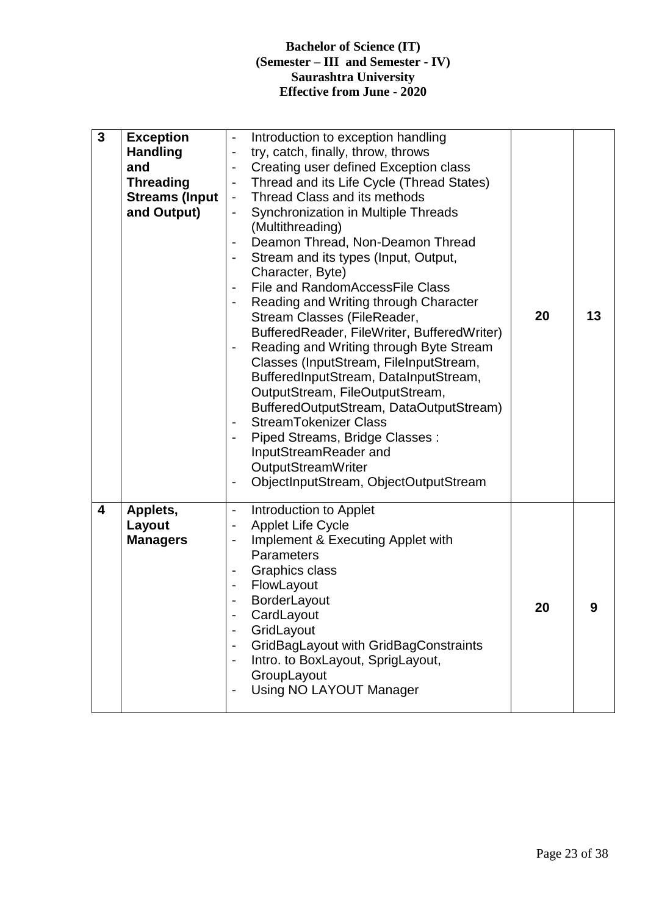| 3 | **Exception Handling and Threading Streams (Input and Output)** | - Introduction to exception handling<br>- try, catch, finally, throw, throws<br>- Creating user defined Exception class<br>- Thread and its Life Cycle (Thread States)<br>- Thread Class and its methods<br>- Synchronization in Multiple Threads (Multithreading)<br>- Deamon Thread, Non-Deamon Thread<br>- Stream and its types (Input, Output, Character, Byte)<br>- File and RandomAccessFile Class<br>- Reading and Writing through Character Stream Classes (FileReader, BufferedReader, FileWriter, BufferedWriter)<br>- Reading and Writing through Byte Stream Classes (InputStream, FileInputStream, BufferedInputStream, DataInputStream, OutputStream, FileOutputStream, BufferedOutputStream, DataOutputStream)<br>- StreamTokenizer Class<br>- Piped Streams, Bridge Classes : InputStreamReader and OutputStreamWriter<br>- ObjectInputStream, ObjectOutputStream | **20** | **13** |
|---|---|---|---|---|
| **4** | **Applets, Layout Managers** | - Introduction to Applet<br>- Applet Life Cycle<br>- Implement & Executing Applet with Parameters<br>- Graphics class<br>- FlowLayout<br>- BorderLayout<br>- CardLayout<br>- GridLayout<br>- GridBagLayout with GridBagConstraints<br>- Intro. to BoxLayout, SprigLayout, GroupLayout<br>- Using NO LAYOUT Manager | **20** | **9** |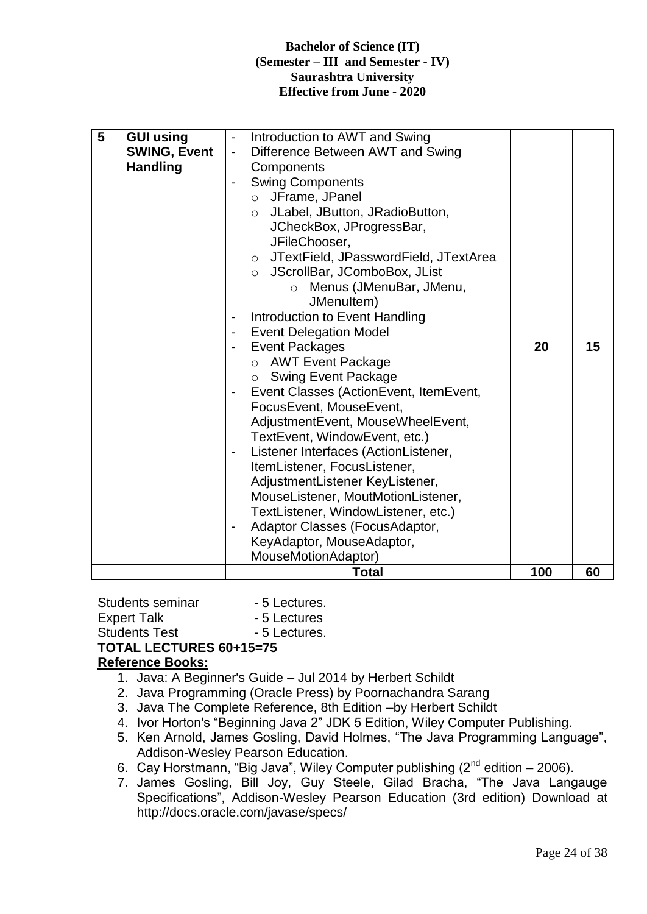| 5 | **GUI using SWING, Event Handling** | - Introduction to AWT and Swing<br>- Difference Between AWT and Swing Components<br>- Swing Components<br>  o JFrame, JPanel<br>  o JLabel, JButton, JRadioButton, JCheckBox, JProgressBar, JFileChooser,<br>  o JTextField, JPasswordField, JTextArea<br>  o JScrollBar, JComboBox, JList<br>    o Menus (JMenuBar, JMenu, JMenuItem)<br>- Introduction to Event Handling<br>- Event Delegation Model<br>- Event Packages<br>  o AWT Event Package<br>  o Swing Event Package<br>- Event Classes (ActionEvent, ItemEvent, FocusEvent, MouseEvent, AdjustmentEvent, MouseWheelEvent, TextEvent, WindowEvent, etc.)<br>- Listener Interfaces (ActionListener, ItemListener, FocusListener, AdjustmentListener KeyListener, MouseListener, MoutMotionListener, TextListener, WindowListener, etc.)<br>- Adaptor Classes (FocusAdaptor, KeyAdaptor, MouseAdaptor, MouseMotionAdaptor) | **20** | **15** |
|---|---|---|---|---|
| | | **Total** | **100** | **60** |

Students seminar - 5 Lectures.
Expert Talk - 5 Lectures
Students Test - 5 Lectures.

**TOTAL LECTURES 60+15=75**

**Reference Books:**

1. Java: A Beginner's Guide – Jul 2014 by Herbert Schildt
2. Java Programming (Oracle Press) by Poornachandra Sarang
3. Java The Complete Reference, 8th Edition –by Herbert Schildt
4. Ivor Horton's "Beginning Java 2" JDK 5 Edition, Wiley Computer Publishing.
5. Ken Arnold, James Gosling, David Holmes, "The Java Programming Language", Addison-Wesley Pearson Education.
6. Cay Horstmann, "Big Java", Wiley Computer publishing (2nd edition – 2006).
7. James Gosling, Bill Joy, Guy Steele, Gilad Bracha, "The Java Langauge Specifications", Addison-Wesley Pearson Education (3rd edition) Download at http://docs.oracle.com/javase/specs/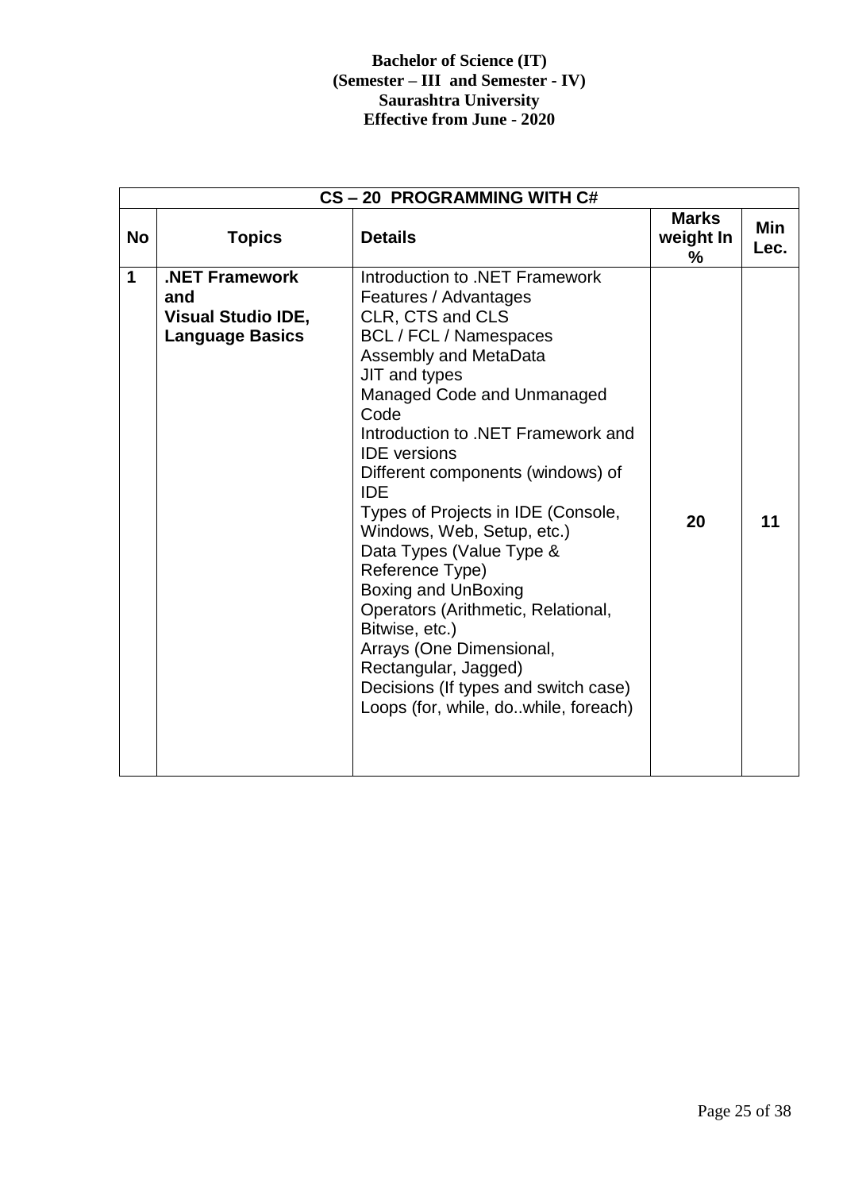**Bachelor of Science (IT)**
**(Semester – III and Semester - IV)**
**Saurashtra University**
**Effective from June - 2020**

| **CS – 20 PROGRAMMING WITH C#** | | | | |
|---|---|---|---|---|
| **No** | **Topics** | **Details** | **Marks weight In %** | **Min Lec.** |
| **1** | **.NET Framework and Visual Studio IDE, Language Basics** | Introduction to .NET Framework<br>Features / Advantages<br>CLR, CTS and CLS<br>BCL / FCL / Namespaces<br>Assembly and MetaData<br>JIT and types<br>Managed Code and Unmanaged Code<br>Introduction to .NET Framework and IDE versions<br>Different components (windows) of IDE<br>Types of Projects in IDE (Console, Windows, Web, Setup, etc.)<br>Data Types (Value Type & Reference Type)<br>Boxing and UnBoxing<br>Operators (Arithmetic, Relational, Bitwise, etc.)<br>Arrays (One Dimensional, Rectangular, Jagged)<br>Decisions (If types and switch case)<br>Loops (for, while, do..while, foreach) | **20** | **11** |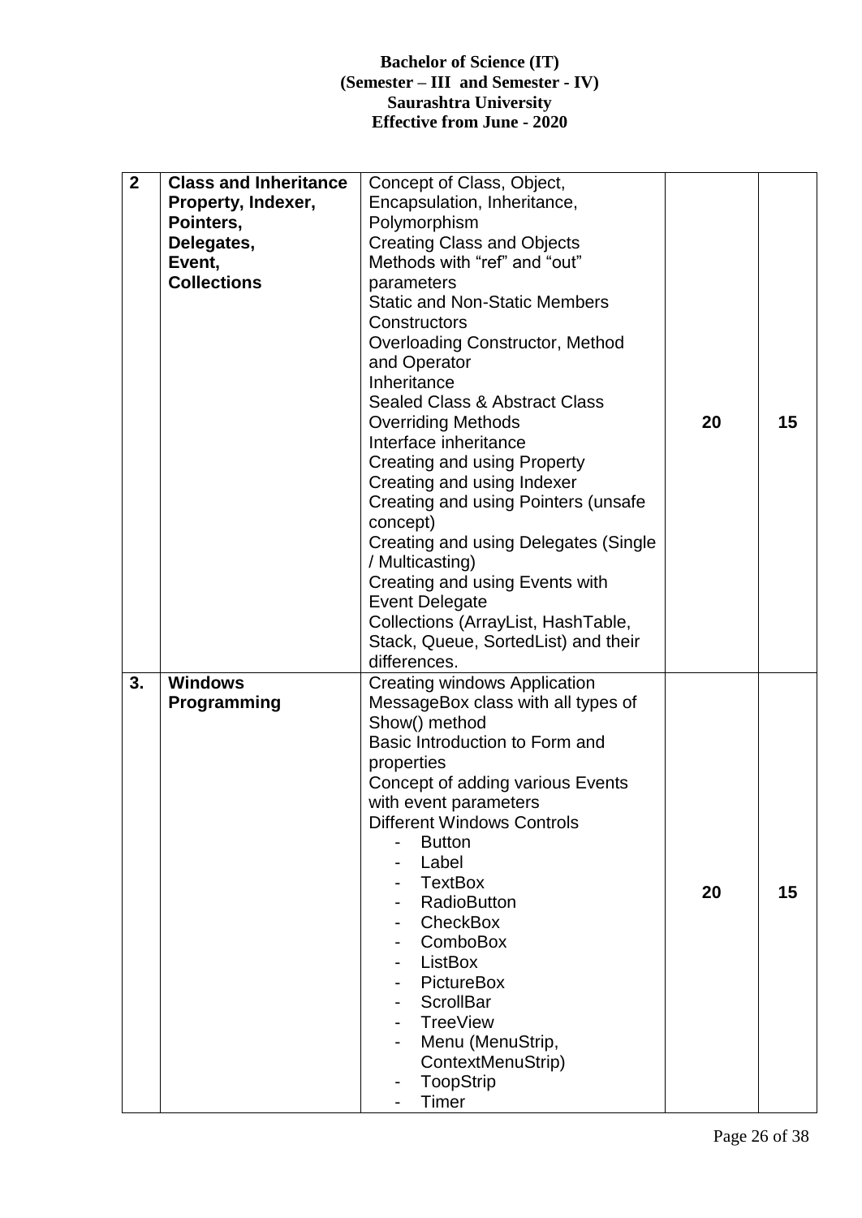**Bachelor of Science (IT)**
**(Semester – III and Semester - IV)**
**Saurashtra University**
**Effective from June - 2020**

| | | | | |
|---|---|---|---|---|
| **2** | **Class and Inheritance Property, Indexer, Pointers, Delegates, Event, Collections** | Concept of Class, Object, Encapsulation, Inheritance, Polymorphism<br>Creating Class and Objects<br>Methods with "ref" and "out" parameters<br>Static and Non-Static Members<br>Constructors<br>Overloading Constructor, Method and Operator<br>Inheritance<br>Sealed Class & Abstract Class<br>Overriding Methods<br>Interface inheritance<br>Creating and using Property<br>Creating and using Indexer<br>Creating and using Pointers (unsafe concept)<br>Creating and using Delegates (Single / Multicasting)<br>Creating and using Events with Event Delegate<br>Collections (ArrayList, HashTable, Stack, Queue, SortedList) and their differences. | **20** | **15** |
| **3.** | **Windows Programming** | Creating windows Application<br>MessageBox class with all types of Show() method<br>Basic Introduction to Form and properties<br>Concept of adding various Events with event parameters<br>Different Windows Controls<br>- Button<br>- Label<br>- TextBox<br>- RadioButton<br>- CheckBox<br>- ComboBox<br>- ListBox<br>- PictureBox<br>- ScrollBar<br>- TreeView<br>- Menu (MenuStrip, ContextMenuStrip)<br>- ToopStrip<br>- Timer | **20** | **15** |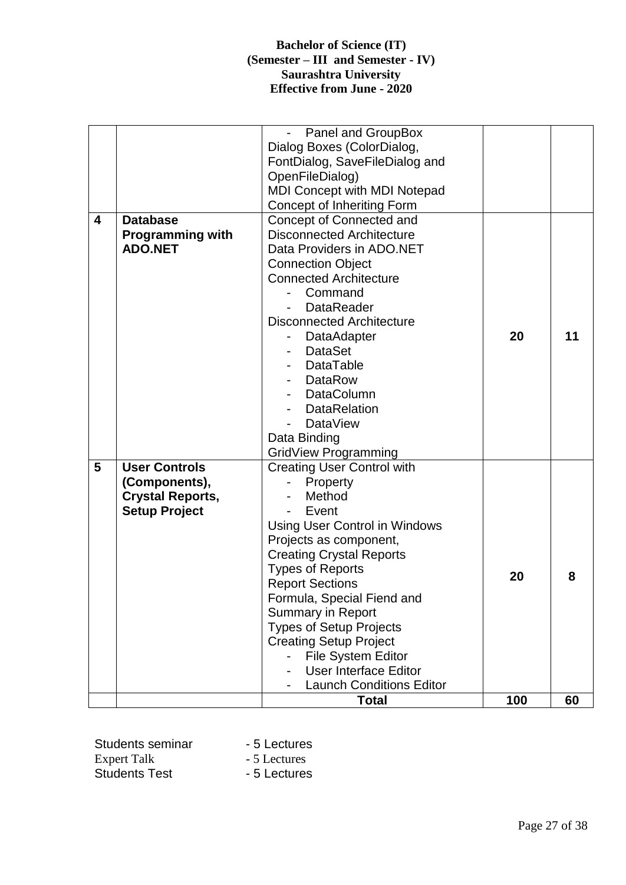| | | | | |
|---|---|---|---|---|
| | | - Panel and GroupBox<br>Dialog Boxes (ColorDialog, FontDialog, SaveFileDialog and OpenFileDialog)<br>MDI Concept with MDI Notepad<br>Concept of Inheriting Form | | |
| **4** | **Database Programming with ADO.NET** | Concept of Connected and Disconnected Architecture<br>Data Providers in ADO.NET<br>Connection Object<br>Connected Architecture<br>- Command<br>- DataReader<br>Disconnected Architecture<br>- DataAdapter<br>- DataSet<br>- DataTable<br>- DataRow<br>- DataColumn<br>- DataRelation<br>- DataView<br>Data Binding<br>GridView Programming | **20** | **11** |
| **5** | **User Controls (Components), Crystal Reports, Setup Project** | Creating User Control with<br>- Property<br>- Method<br>- Event<br>Using User Control in Windows Projects as component,<br>Creating Crystal Reports<br>Types of Reports<br>Report Sections<br>Formula, Special Fiend and Summary in Report<br>Types of Setup Projects<br>Creating Setup Project<br>- File System Editor<br>- User Interface Editor<br>- Launch Conditions Editor | **20** | **8** |
| | | **Total** | **100** | **60** |

Students seminar - 5 Lectures
Expert Talk - 5 Lectures
Students Test - 5 Lectures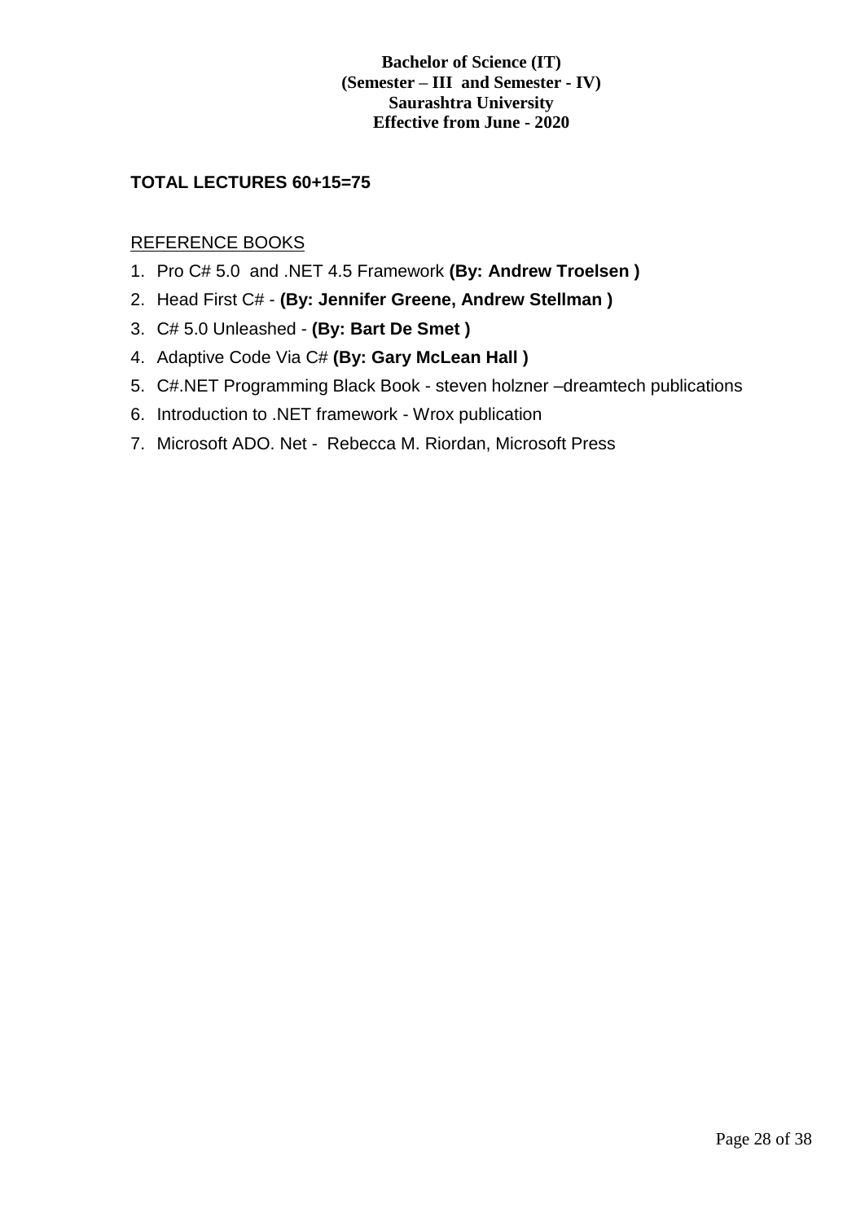**TOTAL LECTURES 60+15=75**

REFERENCE BOOKS

1. Pro C# 5.0 and .NET 4.5 Framework **(By: Andrew Troelsen )**
2. Head First C# - **(By: Jennifer Greene, Andrew Stellman )**
3. C# 5.0 Unleashed - **(By: Bart De Smet )**
4. Adaptive Code Via C# **(By: Gary McLean Hall )**
5. C#.NET Programming Black Book - steven holzner –dreamtech publications
6. Introduction to .NET framework - Wrox publication
7. Microsoft ADO. Net - Rebecca M. Riordan, Microsoft Press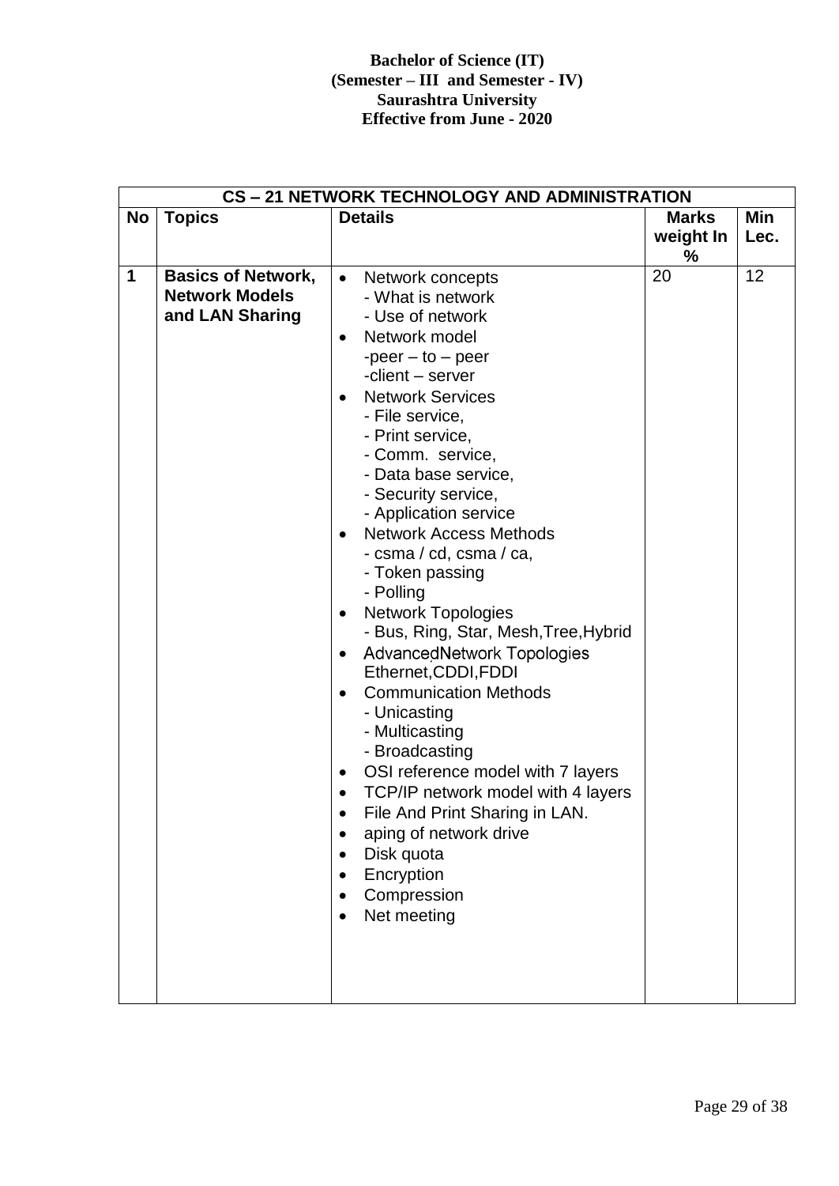**Bachelor of Science (IT)**
**(Semester – III and Semester - IV)**
**Saurashtra University**
**Effective from June - 2020**

| CS – 21 NETWORK TECHNOLOGY AND ADMINISTRATION | | | | |
|---|---|---|---|---|
| **No** | **Topics** | **Details** | **Marks weight In %** | **Min Lec.** |
| **1** | **Basics of Network, Network Models and LAN Sharing** | • Network concepts<br>- What is network<br>- Use of network<br>• Network model<br>-peer – to – peer<br>-client – server<br>• Network Services<br>- File service,<br>- Print service,<br>- Comm. service,<br>- Data base service,<br>- Security service,<br>- Application service<br>• Network Access Methods<br>- csma / cd, csma / ca,<br>- Token passing<br>- Polling<br>• Network Topologies<br>- Bus, Ring, Star, Mesh,Tree,Hybrid<br>• AdvancedNetwork Topologies Ethernet,CDDI,FDDI<br>• Communication Methods<br>- Unicasting<br>- Multicasting<br>- Broadcasting<br>• OSI reference model with 7 layers<br>• TCP/IP network model with 4 layers<br>• File And Print Sharing in LAN.<br>• aping of network drive<br>• Disk quota<br>• Encryption<br>• Compression<br>• Net meeting | 20 | 12 |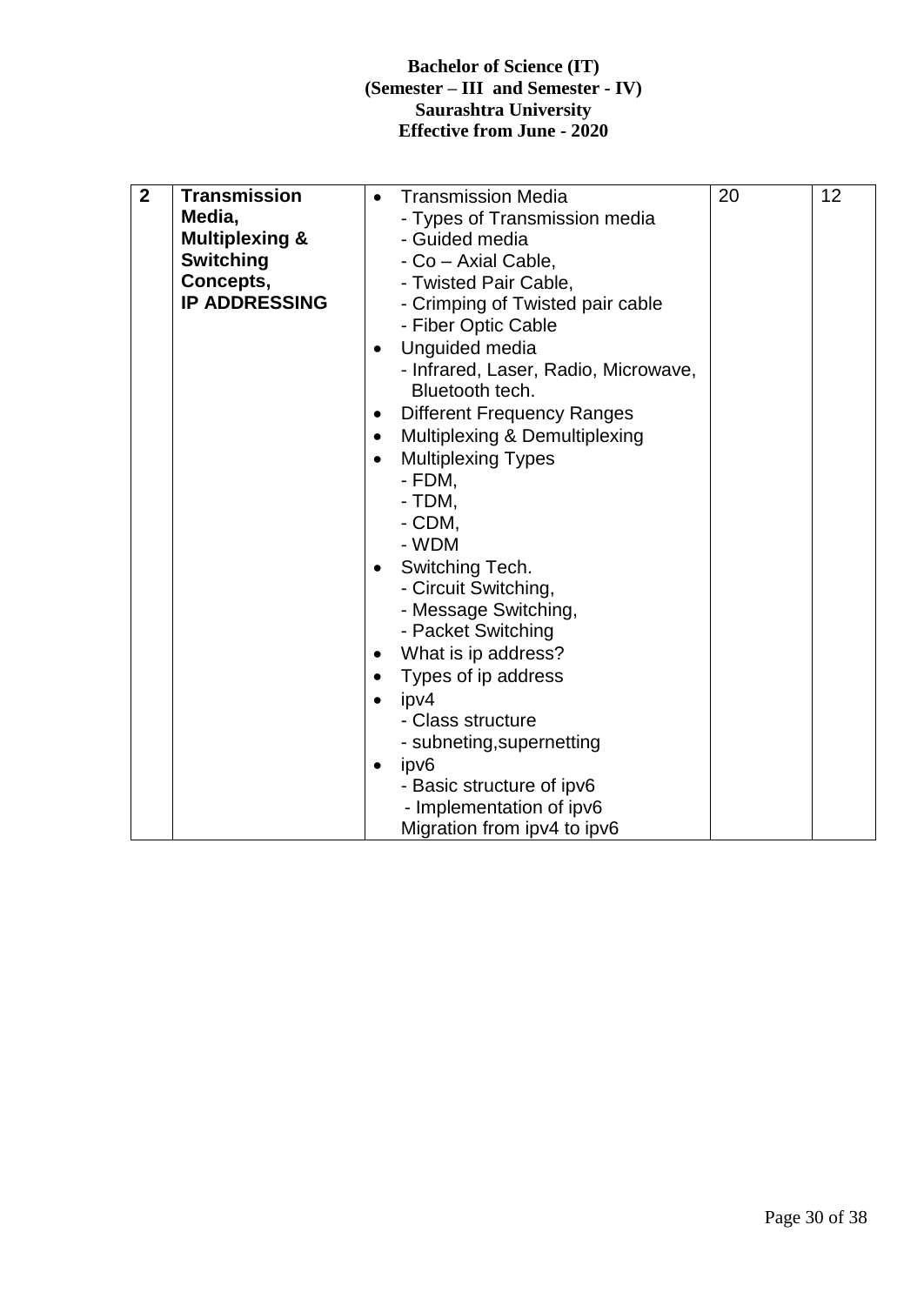| 2 | **Transmission Media, Multiplexing & Switching Concepts, IP ADDRESSING** | • Transmission Media<br>- Types of Transmission media<br>- Guided media<br>- Co – Axial Cable,<br>- Twisted Pair Cable,<br>- Crimping of Twisted pair cable<br>- Fiber Optic Cable<br>• Unguided media<br>- Infrared, Laser, Radio, Microwave, Bluetooth tech.<br>• Different Frequency Ranges<br>• Multiplexing & Demultiplexing<br>• Multiplexing Types<br>- FDM,<br>- TDM,<br>- CDM,<br>- WDM<br>• Switching Tech.<br>- Circuit Switching,<br>- Message Switching,<br>- Packet Switching<br>• What is ip address?<br>• Types of ip address<br>• ipv4<br>- Class structure<br>- subneting,supernetting<br>• ipv6<br>- Basic structure of ipv6<br>- Implementation of ipv6<br>Migration from ipv4 to ipv6 | 20 | 12 |
|---|---|---|---|---|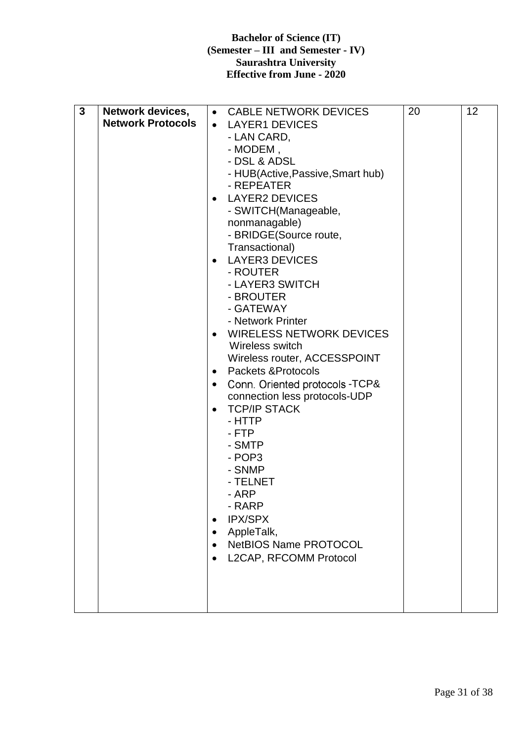| 3 | **Network devices, Network Protocols** | • CABLE NETWORK DEVICES<br>• LAYER1 DEVICES<br>- LAN CARD,<br>- MODEM ,<br>- DSL & ADSL<br>- HUB(Active,Passive,Smart hub)<br>- REPEATER<br>• LAYER2 DEVICES<br>- SWITCH(Manageable, nonmanagable)<br>- BRIDGE(Source route, Transactional)<br>• LAYER3 DEVICES<br>- ROUTER<br>- LAYER3 SWITCH<br>- BROUTER<br>- GATEWAY<br>- Network Printer<br>• WIRELESS NETWORK DEVICES<br>Wireless switch<br>Wireless router, ACCESSPOINT<br>• Packets &Protocols<br>• Conn. Oriented protocols -TCP& connection less protocols-UDP<br>• TCP/IP STACK<br>- HTTP<br>- FTP<br>- SMTP<br>- POP3<br>- SNMP<br>- TELNET<br>- ARP<br>- RARP<br>• IPX/SPX<br>• AppleTalk,<br>• NetBIOS Name PROTOCOL<br>• L2CAP, RFCOMM Protocol | 20 | 12 |
|---|---|---|---|---|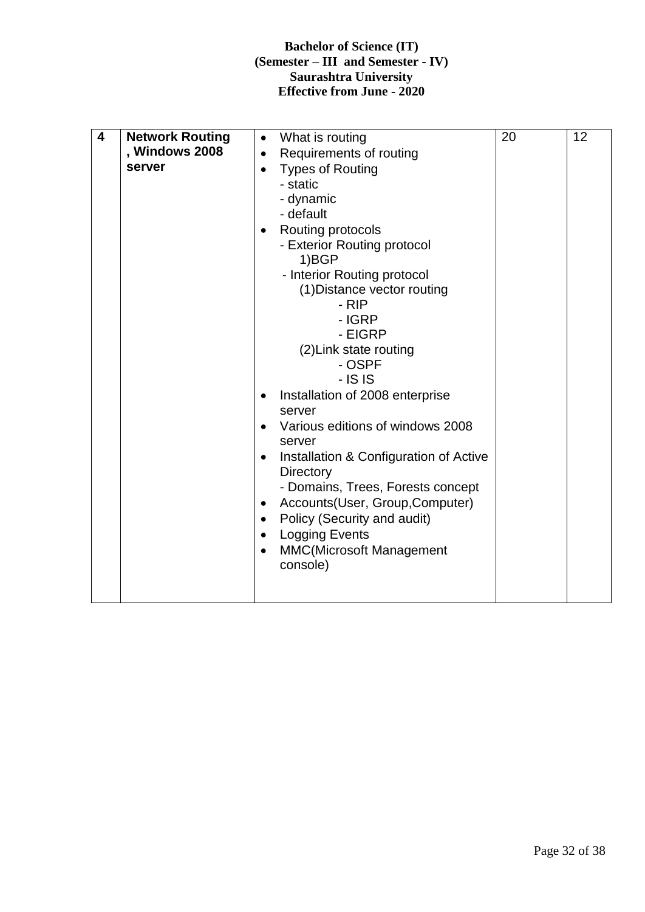| 4 | **Network Routing , Windows 2008 server** | • What is routing<br>• Requirements of routing<br>• Types of Routing<br>- static<br>- dynamic<br>- default<br>• Routing protocols<br>- Exterior Routing protocol<br>1)BGP<br>- Interior Routing protocol<br>(1)Distance vector routing<br>- RIP<br>- IGRP<br>- EIGRP<br>(2)Link state routing<br>- OSPF<br>- IS IS<br>• Installation of 2008 enterprise server<br>• Various editions of windows 2008 server<br>• Installation & Configuration of Active Directory<br>- Domains, Trees, Forests concept<br>• Accounts(User, Group,Computer)<br>• Policy (Security and audit)<br>• Logging Events<br>• MMC(Microsoft Management console) | 20 | 12 |
|---|---|---|---|---|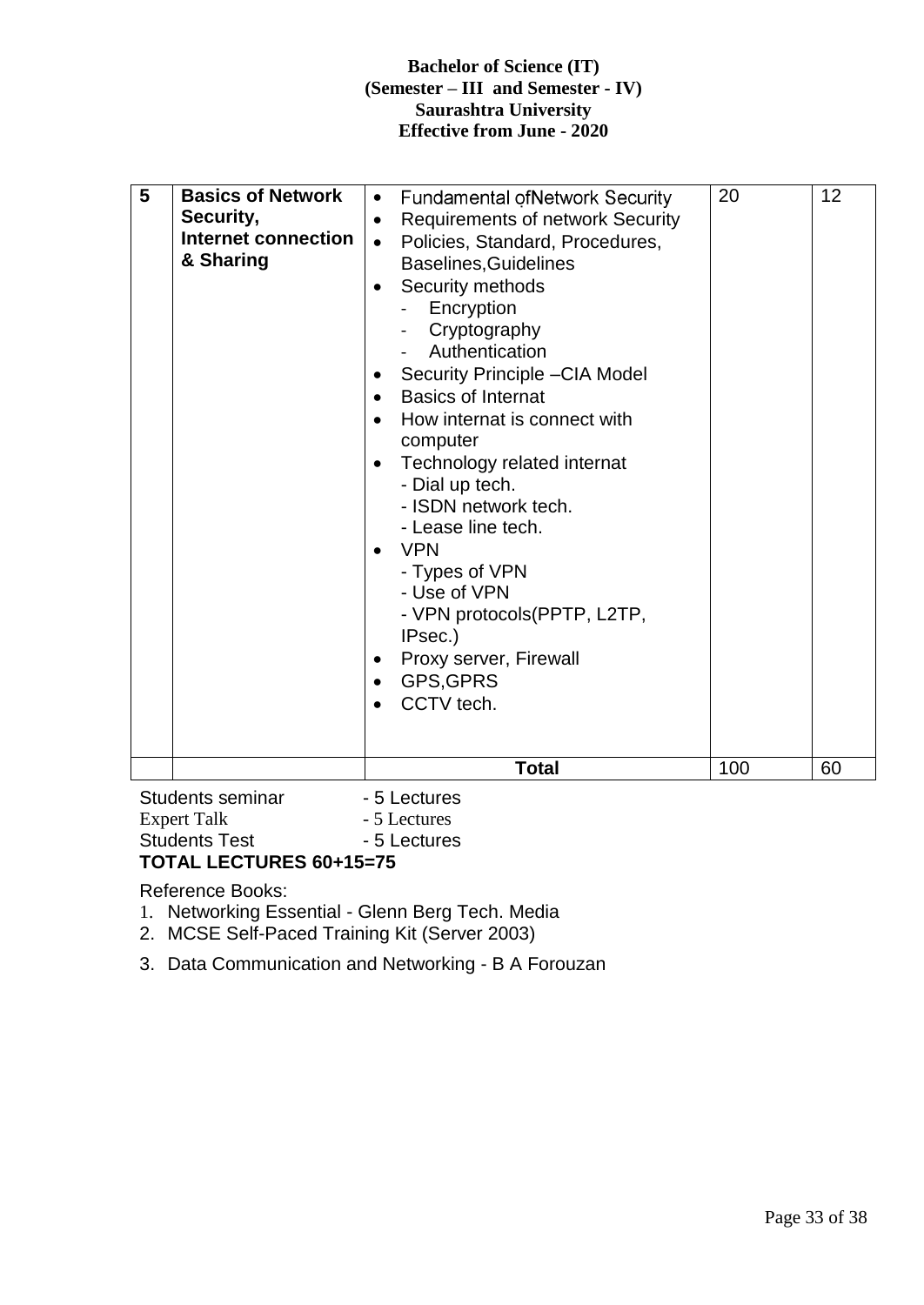| 5 | **Basics of Network Security, Internet connection & Sharing** | • Fundamental ofNetwork Security<br>• Requirements of network Security<br>• Policies, Standard, Procedures, Baselines,Guidelines<br>• Security methods<br>&nbsp;&nbsp;- Encryption<br>&nbsp;&nbsp;- Cryptography<br>&nbsp;&nbsp;- Authentication<br>• Security Principle –CIA Model<br>• Basics of Internat<br>• How internat is connect with computer<br>• Technology related internat<br>&nbsp;&nbsp;- Dial up tech.<br>&nbsp;&nbsp;- ISDN network tech.<br>&nbsp;&nbsp;- Lease line tech.<br>• VPN<br>&nbsp;&nbsp;- Types of VPN<br>&nbsp;&nbsp;- Use of VPN<br>&nbsp;&nbsp;- VPN protocols(PPTP, L2TP, IPsec.)<br>• Proxy server, Firewall<br>• GPS,GPRS<br>• CCTV tech. | 20 | 12 |
|---|---|---|---|---|
| | | **Total** | 100 | 60 |

Students seminar - 5 Lectures
Expert Talk - 5 Lectures
Students Test - 5 Lectures

**TOTAL LECTURES 60+15=75**

Reference Books:

1. Networking Essential - Glenn Berg Tech. Media
2. MCSE Self-Paced Training Kit (Server 2003)
3. Data Communication and Networking - B A Forouzan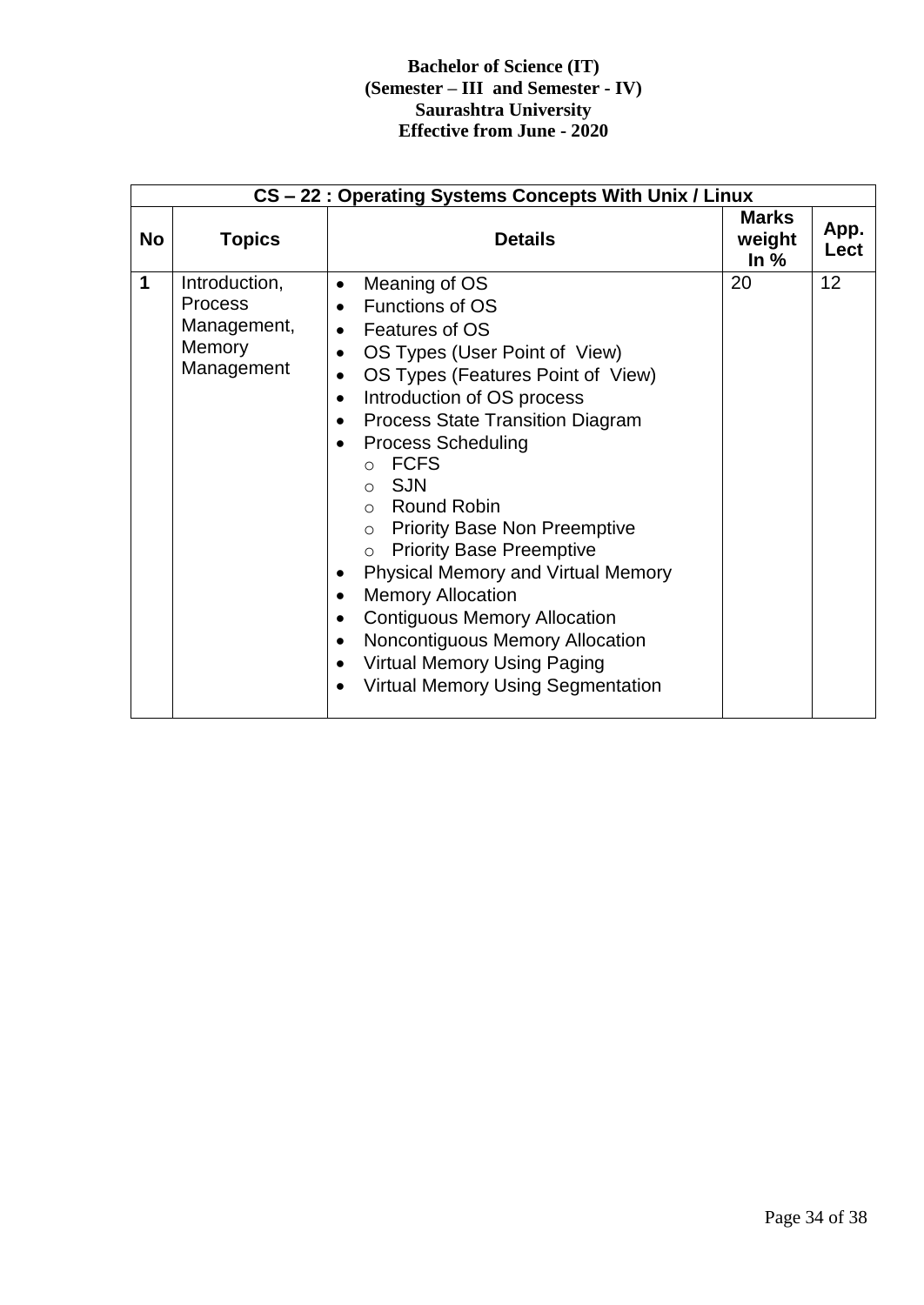**Bachelor of Science (IT)**
**(Semester – III and Semester - IV)**
**Saurashtra University**
**Effective from June - 2020**

| CS – 22 : Operating Systems Concepts With Unix / Linux | | | | |
|---|---|---|---|---|
| **No** | **Topics** | **Details** | **Marks weight In %** | **App. Lect** |
| **1** | Introduction, Process Management, Memory Management | • Meaning of OS<br>• Functions of OS<br>• Features of OS<br>• OS Types (User Point of View)<br>• OS Types (Features Point of View)<br>• Introduction of OS process<br>• Process State Transition Diagram<br>• Process Scheduling<br>&nbsp;&nbsp;○ FCFS<br>&nbsp;&nbsp;○ SJN<br>&nbsp;&nbsp;○ Round Robin<br>&nbsp;&nbsp;○ Priority Base Non Preemptive<br>&nbsp;&nbsp;○ Priority Base Preemptive<br>• Physical Memory and Virtual Memory<br>• Memory Allocation<br>• Contiguous Memory Allocation<br>• Noncontiguous Memory Allocation<br>• Virtual Memory Using Paging<br>• Virtual Memory Using Segmentation | 20 | 12 |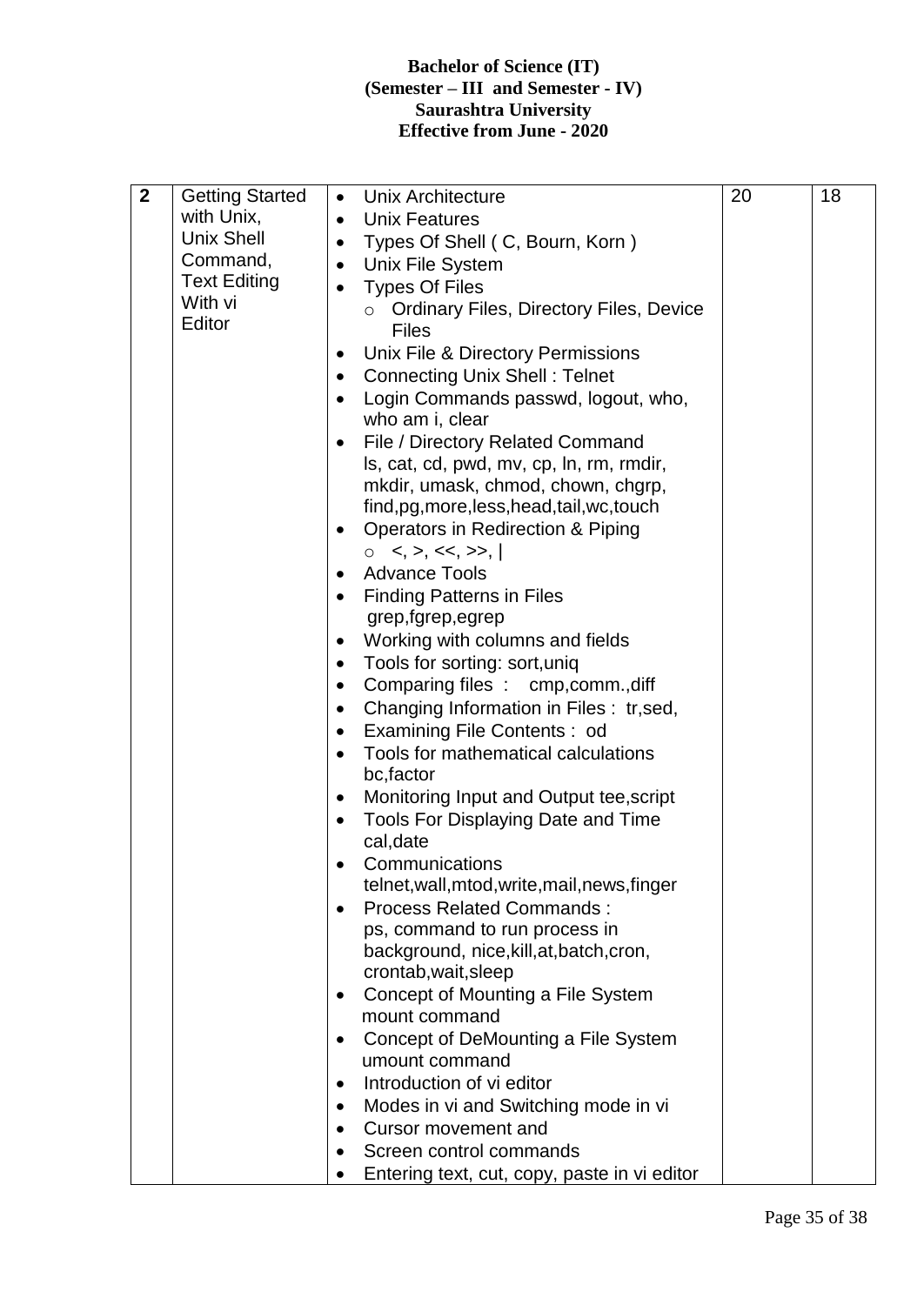**Bachelor of Science (IT)**
**(Semester – III and Semester - IV)**
**Saurashtra University**
**Effective from June - 2020**

| | | | | |
|---|---|---|---|---|
| **2** | Getting Started with Unix, Unix Shell Command, Text Editing With vi Editor | • Unix Architecture<br>• Unix Features<br>• Types Of Shell ( C, Bourn, Korn )<br>• Unix File System<br>• Types Of Files<br>  ○ Ordinary Files, Directory Files, Device Files<br>• Unix File & Directory Permissions<br>• Connecting Unix Shell : Telnet<br>• Login Commands passwd, logout, who, who am i, clear<br>• File / Directory Related Command ls, cat, cd, pwd, mv, cp, ln, rm, rmdir, mkdir, umask, chmod, chown, chgrp, find,pg,more,less,head,tail,wc,touch<br>• Operators in Redirection & Piping<br>  ○ <, >, <<, >>, \|<br>• Advance Tools<br>• Finding Patterns in Files grep,fgrep,egrep<br>• Working with columns and fields<br>• Tools for sorting: sort,uniq<br>• Comparing files : cmp,comm.,diff<br>• Changing Information in Files : tr,sed,<br>• Examining File Contents : od<br>• Tools for mathematical calculations bc,factor<br>• Monitoring Input and Output tee,script<br>• Tools For Displaying Date and Time cal,date<br>• Communications telnet,wall,mtod,write,mail,news,finger<br>• Process Related Commands : ps, command to run process in background, nice,kill,at,batch,cron, crontab,wait,sleep<br>• Concept of Mounting a File System mount command<br>• Concept of DeMounting a File System umount command<br>• Introduction of vi editor<br>• Modes in vi and Switching mode in vi<br>• Cursor movement and<br>• Screen control commands<br>• Entering text, cut, copy, paste in vi editor | 20 | 18 |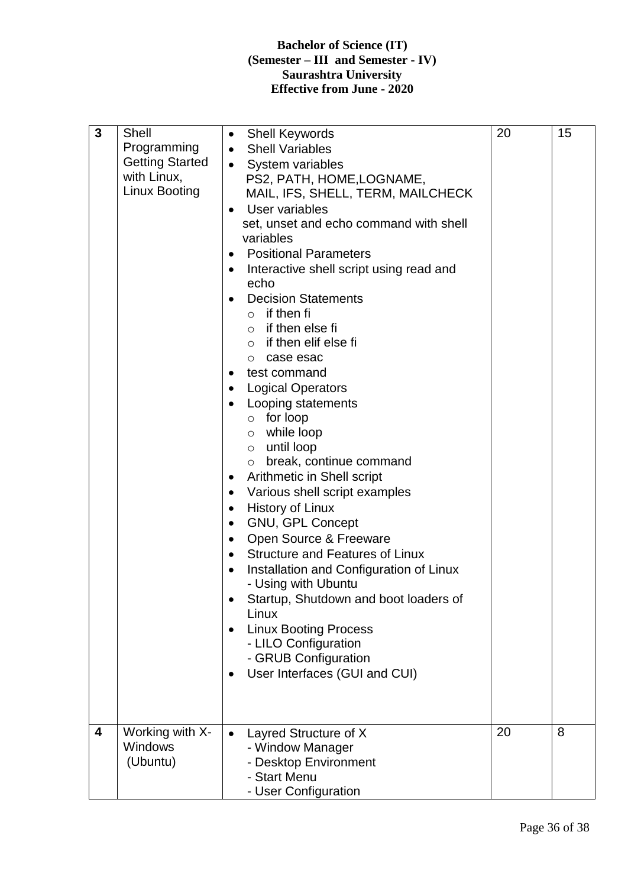**Bachelor of Science (IT)**
**(Semester – III and Semester - IV)**
**Saurashtra University**
**Effective from June - 2020**

| | | | | |
|---|---|---|---|---|
| **3** | Shell Programming Getting Started with Linux, Linux Booting | • Shell Keywords<br>• Shell Variables<br>• System variables<br>PS2, PATH, HOME,LOGNAME, MAIL, IFS, SHELL, TERM, MAILCHECK<br>• User variables<br>set, unset and echo command with shell variables<br>• Positional Parameters<br>• Interactive shell script using read and echo<br>• Decision Statements<br>○ if then fi<br>○ if then else fi<br>○ if then elif else fi<br>○ case esac<br>• test command<br>• Logical Operators<br>• Looping statements<br>○ for loop<br>○ while loop<br>○ until loop<br>○ break, continue command<br>• Arithmetic in Shell script<br>• Various shell script examples<br>• History of Linux<br>• GNU, GPL Concept<br>• Open Source & Freeware<br>• Structure and Features of Linux<br>• Installation and Configuration of Linux<br>- Using with Ubuntu<br>• Startup, Shutdown and boot loaders of Linux<br>• Linux Booting Process<br>- LILO Configuration<br>- GRUB Configuration<br>• User Interfaces (GUI and CUI) | 20 | 15 |
| **4** | Working with X-Windows (Ubuntu) | • Layred Structure of X<br>- Window Manager<br>- Desktop Environment<br>- Start Menu<br>- User Configuration | 20 | 8 |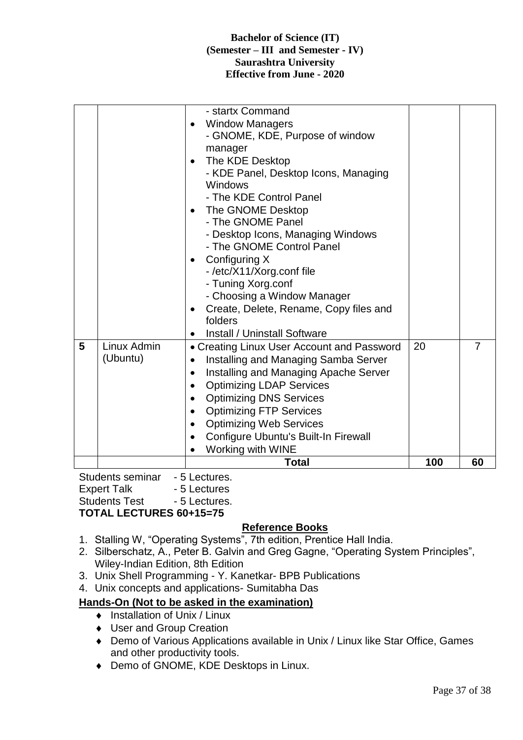|  |  |  |  |  |
|---|---|---|---|---|
|  |  | - startx Command<br>• Window Managers<br>- GNOME, KDE, Purpose of window manager<br>• The KDE Desktop<br>- KDE Panel, Desktop Icons, Managing Windows<br>- The KDE Control Panel<br>• The GNOME Desktop<br>- The GNOME Panel<br>- Desktop Icons, Managing Windows<br>- The GNOME Control Panel<br>• Configuring X<br>- /etc/X11/Xorg.conf file<br>- Tuning Xorg.conf<br>- Choosing a Window Manager<br>• Create, Delete, Rename, Copy files and folders<br>• Install / Uninstall Software |  |  |
| **5** | Linux Admin (Ubuntu) | • Creating Linux User Account and Password<br>• Installing and Managing Samba Server<br>• Installing and Managing Apache Server<br>• Optimizing LDAP Services<br>• Optimizing DNS Services<br>• Optimizing FTP Services<br>• Optimizing Web Services<br>• Configure Ubuntu's Built-In Firewall<br>• Working with WINE | 20 | 7 |
|  |  | **Total** | **100** | **60** |

Students seminar - 5 Lectures.
Expert Talk - 5 Lectures
Students Test - 5 Lectures.

**TOTAL LECTURES 60+15=75**

## Reference Books

1. Stalling W, "Operating Systems", 7th edition, Prentice Hall India.
2. Silberschatz, A., Peter B. Galvin and Greg Gagne, "Operating System Principles", Wiley-Indian Edition, 8th Edition
3. Unix Shell Programming - Y. Kanetkar- BPB Publications
4. Unix concepts and applications- Sumitabha Das

**Hands-On (Not to be asked in the examination)**

- Installation of Unix / Linux
- User and Group Creation
- Demo of Various Applications available in Unix / Linux like Star Office, Games and other productivity tools.
- Demo of GNOME, KDE Desktops in Linux.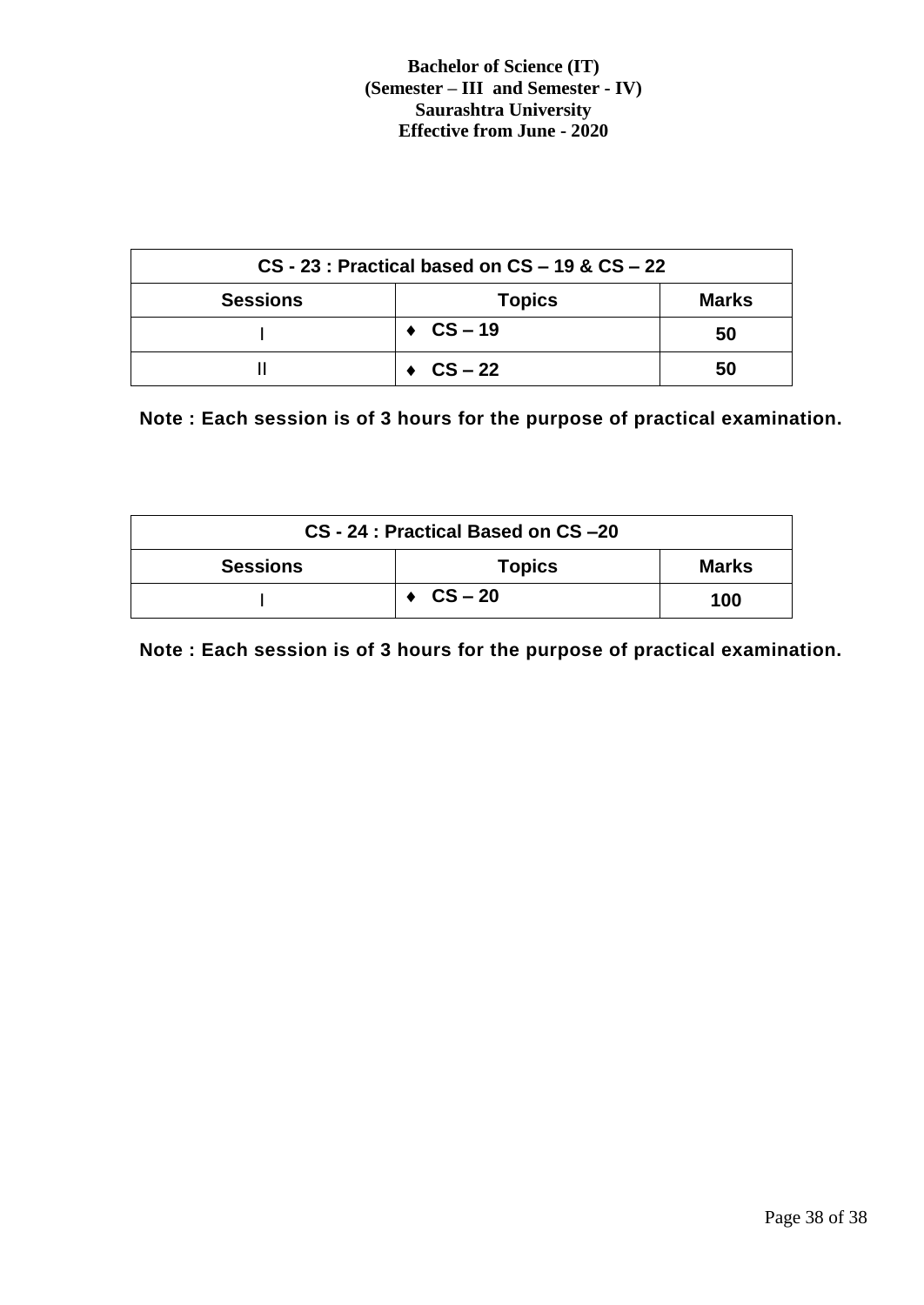| CS - 23 : Practical based on CS – 19 & CS – 22 | | |
|---|---|---|
| **Sessions** | **Topics** | **Marks** |
| I | ♦ CS – 19 | 50 |
| II | ♦ CS – 22 | 50 |

**Note : Each session is of 3 hours for the purpose of practical examination.**

| CS - 24 : Practical Based on CS –20 | | |
|---|---|---|
| **Sessions** | **Topics** | **Marks** |
| I | ♦ CS – 20 | 100 |

**Note : Each session is of 3 hours for the purpose of practical examination.**